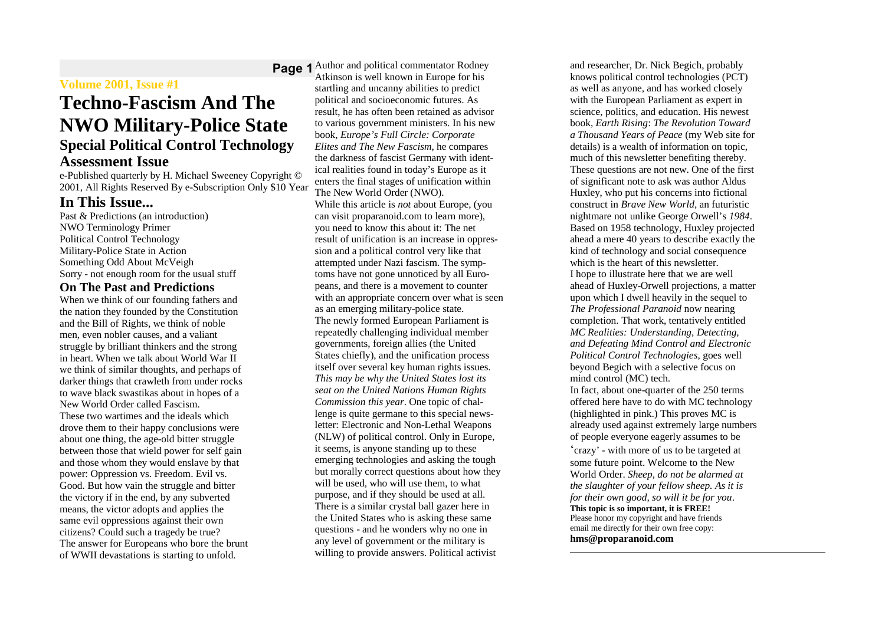**Volume 2001, Issue #1**

# Techno-Fascism And The NWO Military-Police State

## Special Political Control Technology Assessment Issue

e-Published quarterly by H. Michael Sweeney Copyright © 2001, All Rights Reserved By e-Subscription Only $10 Year

## In This Issue...

Past & Predictions (an introduction)
NWO Terminology Primer
Political Control Technology
Military-Police State in Action
Something Odd About McVeigh
Sorry - not enough room for the usual stuff

### On The Past and Predictions

When we think of our founding fathers and the nation they founded by the Constitution and the Bill of Rights, we think of noble men, even nobler causes, and a valiant struggle by brilliant thinkers and the strong in heart. When we talk about World War II we think of similar thoughts, and perhaps of darker things that crawleth from under rocks to wave black swastikas about in hopes of a New World Order called Fascism.

These two wartimes and the ideals which drove them to their happy conclusions were about one thing, the age-old bitter struggle between those that wield power for self gain and those whom they would enslave by that power: Oppression vs. Freedom. Evil vs. Good. But how vain the struggle and bitter the victory if in the end, by any subverted means, the victor adopts and applies the same evil oppressions against their own citizens? Could such a tragedy be true? The answer for Europeans who bore the brunt of WWII devastations is starting to unfold.

Author and political commentator Rodney Atkinson is well known in Europe for his startling and uncanny abilities to predict political and socioeconomic futures. As result, he has often been retained as advisor to various government ministers. In his new book, *Europe's Full Circle: Corporate Elites and The New Fascism*, he compares the darkness of fascist Germany with identical realities found in today's Europe as it enters the final stages of unification within The New World Order (NWO).

While this article is *not* about Europe, (you can visit proparanoid.com to learn more), you need to know this about it: The net result of unification is an increase in oppression and a political control very like that attempted under Nazi fascism. The symptoms have not gone unnoticed by all Europeans, and there is a movement to counter with an appropriate concern over what is seen as an emerging military-police state.

The newly formed European Parliament is repeatedly challenging individual member governments, foreign allies (the United States chiefly), and the unification process itself over several key human rights issues. *This may be why the United States lost its seat on the United Nations Human Rights Commission this year*. One topic of challenge is quite germane to this special newsletter: Electronic and Non-Lethal Weapons (NLW) of political control. Only in Europe, it seems, is anyone standing up to these emerging technologies and asking the tough but morally correct questions about how they will be used, who will use them, to what purpose, and if they should be used at all.

There is a similar crystal ball gazer here in the United States who is asking these same questions - and he wonders why no one in any level of government or the military is willing to provide answers. Political activist and researcher, Dr. Nick Begich, probably knows political control technologies (PCT) as well as anyone, and has worked closely with the European Parliament as expert in science, politics, and education. His newest book, *Earth Rising*: *The Revolution Toward a Thousand Years of Peace* (my Web site for details) is a wealth of information on topic, much of this newsletter benefiting thereby.

These questions are not new. One of the first of significant note to ask was author Aldus Huxley, who put his concerns into fictional construct in *Brave New World*, an futuristic nightmare not unlike George Orwell's *1984*. Based on 1958 technology, Huxley projected ahead a mere 40 years to describe exactly the kind of technology and social consequence which is the heart of this newsletter.

I hope to illustrate here that we are well ahead of Huxley-Orwell projections, a matter upon which I dwell heavily in the sequel to *The Professional Paranoid* now nearing completion. That work, tentatively entitled *MC Realities: Understanding, Detecting, and Defeating Mind Control and Electronic Political Control Technologies*, goes well beyond Begich with a selective focus on mind control (MC) tech.

In fact, about one-quarter of the 250 terms offered here have to do with MC technology (highlighted in pink.) This proves MC is already used against extremely large numbers of people everyone eagerly assumes to be 'crazy' - with more of us to be targeted at some future point. Welcome to the New World Order. *Sheep, do not be alarmed at the slaughter of your fellow sheep. As it is for their own good, so will it be for you*.

**This topic is so important, it is FREE!**
Please honor my copyright and have friends email me directly for their own free copy:
**hms@proparanoid.com**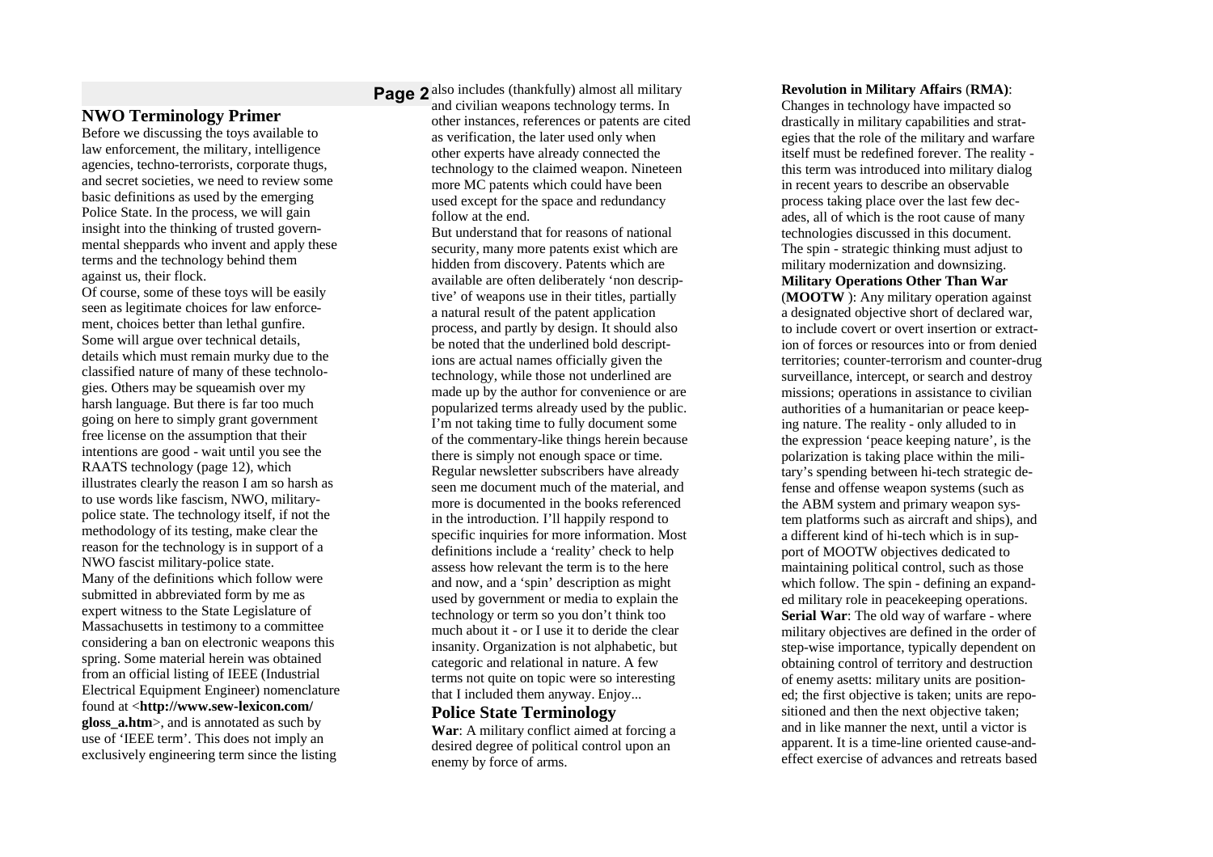## NWO Terminology Primer

Before we discussing the toys available to law enforcement, the military, intelligence agencies, techno-terrorists, corporate thugs, and secret societies, we need to review some basic definitions as used by the emerging Police State. In the process, we will gain insight into the thinking of trusted governmental sheppards who invent and apply these terms and the technology behind them against us, their flock.

Of course, some of these toys will be easily seen as legitimate choices for law enforcement, choices better than lethal gunfire. Some will argue over technical details, details which must remain murky due to the classified nature of many of these technologies. Others may be squeamish over my harsh language. But there is far too much going on here to simply grant government free license on the assumption that their intentions are good - wait until you see the RAATS technology (page 12), which illustrates clearly the reason I am so harsh as to use words like fascism, NWO, military-police state. The technology itself, if not the methodology of its testing, make clear the reason for the technology is in support of a NWO fascist military-police state.

Many of the definitions which follow were submitted in abbreviated form by me as expert witness to the State Legislature of Massachusetts in testimony to a committee considering a ban on electronic weapons this spring. Some material herein was obtained from an official listing of IEEE (Industrial Electrical Equipment Engineer) nomenclature found at <**http://www.sew-lexicon.com/gloss_a.htm**>, and is annotated as such by use of 'IEEE term'. This does not imply an exclusively engineering term since the listing also includes (thankfully) almost all military and civilian weapons technology terms. In other instances, references or patents are cited as verification, the later used only when other experts have already connected the technology to the claimed weapon. Nineteen more MC patents which could have been used except for the space and redundancy follow at the end.

But understand that for reasons of national security, many more patents exist which are hidden from discovery. Patents which are available are often deliberately 'non descriptive' of weapons use in their titles, partially a natural result of the patent application process, and partly by design. It should also be noted that the underlined bold descriptions are actual names officially given the technology, while those not underlined are made up by the author for convenience or are popularized terms already used by the public. I'm not taking time to fully document some of the commentary-like things herein because there is simply not enough space or time. Regular newsletter subscribers have already seen me document much of the material, and more is documented in the books referenced in the introduction. I'll happily respond to specific inquiries for more information. Most definitions include a 'reality' check to help assess how relevant the term is to the here and now, and a 'spin' description as might used by government or media to explain the technology or term so you don't think too much about it - or I use it to deride the clear insanity. Organization is not alphabetic, but categoric and relational in nature. A few terms not quite on topic were so interesting that I included them anyway. Enjoy...

## Police State Terminology

**War**: A military conflict aimed at forcing a desired degree of political control upon an enemy by force of arms.

**Revolution in Military Affairs** (**RMA**): Changes in technology have impacted so drastically in military capabilities and strategies that the role of the military and warfare itself must be redefined forever. The reality - this term was introduced into military dialog in recent years to describe an observable process taking place over the last few decades, all of which is the root cause of many technologies discussed in this document. The spin - strategic thinking must adjust to military modernization and downsizing.

**Military Operations Other Than War** (**MOOTW** ): Any military operation against a designated objective short of declared war, to include covert or overt insertion or extraction of forces or resources into or from denied territories; counter-terrorism and counter-drug surveillance, intercept, or search and destroy missions; operations in assistance to civilian authorities of a humanitarian or peace keeping nature. The reality - only alluded to in the expression 'peace keeping nature', is the polarization is taking place within the military's spending between hi-tech strategic defense and offense weapon systems (such as the ABM system and primary weapon system platforms such as aircraft and ships), and a different kind of hi-tech which is in support of MOOTW objectives dedicated to maintaining political control, such as those which follow. The spin - defining an expanded military role in peacekeeping operations.

**Serial War**: The old way of warfare - where military objectives are defined in the order of step-wise importance, typically dependent on obtaining control of territory and destruction of enemy asetts: military units are positioned; the first objective is taken; units are repositioned and then the next objective taken; and in like manner the next, until a victor is apparent. It is a time-line oriented cause-and-effect exercise of advances and retreats based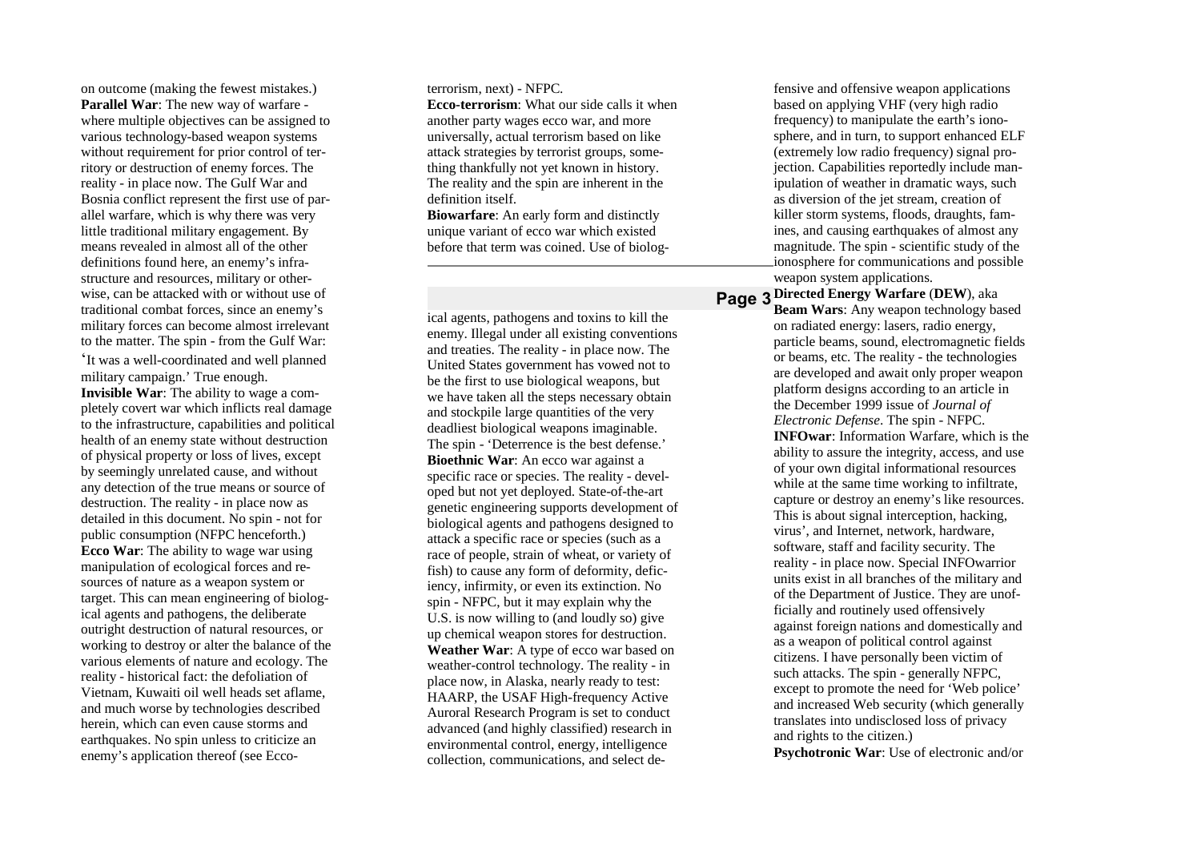on outcome (making the fewest mistakes.)

**Parallel War**: The new way of warfare - where multiple objectives can be assigned to various technology-based weapon systems without requirement for prior control of territory or destruction of enemy forces. The reality - in place now. The Gulf War and Bosnia conflict represent the first use of parallel warfare, which is why there was very little traditional military engagement. By means revealed in almost all of the other definitions found here, an enemy's infrastructure and resources, military or otherwise, can be attacked with or without use of traditional combat forces, since an enemy's military forces can become almost irrelevant to the matter. The spin - from the Gulf War: 'It was a well-coordinated and well planned military campaign.' True enough.

**Invisible War**: The ability to wage a completely covert war which inflicts real damage to the infrastructure, capabilities and political health of an enemy state without destruction of physical property or loss of lives, except by seemingly unrelated cause, and without any detection of the true means or source of destruction. The reality - in place now as detailed in this document. No spin - not for public consumption (NFPC henceforth.)

**Ecco War**: The ability to wage war using manipulation of ecological forces and resources of nature as a weapon system or target. This can mean engineering of biological agents and pathogens, the deliberate outright destruction of natural resources, or working to destroy or alter the balance of the various elements of nature and ecology. The reality - historical fact: the defoliation of Vietnam, Kuwaiti oil well heads set aflame, and much worse by technologies described herein, which can even cause storms and earthquakes. No spin unless to criticize an enemy's application thereof (see Ecco-terrorism, next) - NFPC.

**Ecco-terrorism**: What our side calls it when another party wages ecco war, and more universally, actual terrorism based on like attack strategies by terrorist groups, something thankfully not yet known in history. The reality and the spin are inherent in the definition itself.

**Biowarfare**: An early form and distinctly unique variant of ecco war which existed before that term was coined. Use of biological agents, pathogens and toxins to kill the enemy. Illegal under all existing conventions and treaties. The reality - in place now. The United States government has vowed not to be the first to use biological weapons, but we have taken all the steps necessary obtain and stockpile large quantities of the very deadliest biological weapons imaginable. The spin - 'Deterrence is the best defense.'

**Bioethnic War**: An ecco war against a specific race or species. The reality - developed but not yet deployed. State-of-the-art genetic engineering supports development of biological agents and pathogens designed to attack a specific race or species (such as a race of people, strain of wheat, or variety of fish) to cause any form of deformity, deficiency, infirmity, or even its extinction. No spin - NFPC, but it may explain why the U.S. is now willing to (and loudly so) give up chemical weapon stores for destruction.

**Weather War**: A type of ecco war based on weather-control technology. The reality - in place now, in Alaska, nearly ready to test: HAARP, the USAF High-frequency Active Auroral Research Program is set to conduct advanced (and highly classified) research in environmental control, energy, intelligence collection, communications, and select defensive and offensive weapon applications based on applying VHF (very high radio frequency) to manipulate the earth's ionosphere, and in turn, to support enhanced ELF (extremely low radio frequency) signal projection. Capabilities reportedly include manipulation of weather in dramatic ways, such as diversion of the jet stream, creation of killer storm systems, floods, draughts, famines, and causing earthquakes of almost any magnitude. The spin - scientific study of the ionosphere for communications and possible weapon system applications.

**Directed Energy Warfare** (**DEW**), aka **Beam Wars**: Any weapon technology based on radiated energy: lasers, radio energy, particle beams, sound, electromagnetic fields or beams, etc. The reality - the technologies are developed and await only proper weapon platform designs according to an article in the December 1999 issue of *Journal of Electronic Defense*. The spin - NFPC.

**INFOwar**: Information Warfare, which is the ability to assure the integrity, access, and use of your own digital informational resources while at the same time working to infiltrate, capture or destroy an enemy's like resources. This is about signal interception, hacking, virus', and Internet, network, hardware, software, staff and facility security. The reality - in place now. Special INFOwarrior units exist in all branches of the military and of the Department of Justice. They are unofficially and routinely used offensively against foreign nations and domestically and as a weapon of political control against citizens. I have personally been victim of such attacks. The spin - generally NFPC, except to promote the need for 'Web police' and increased Web security (which generally translates into undisclosed loss of privacy and rights to the citizen.)

**Psychotronic War**: Use of electronic and/or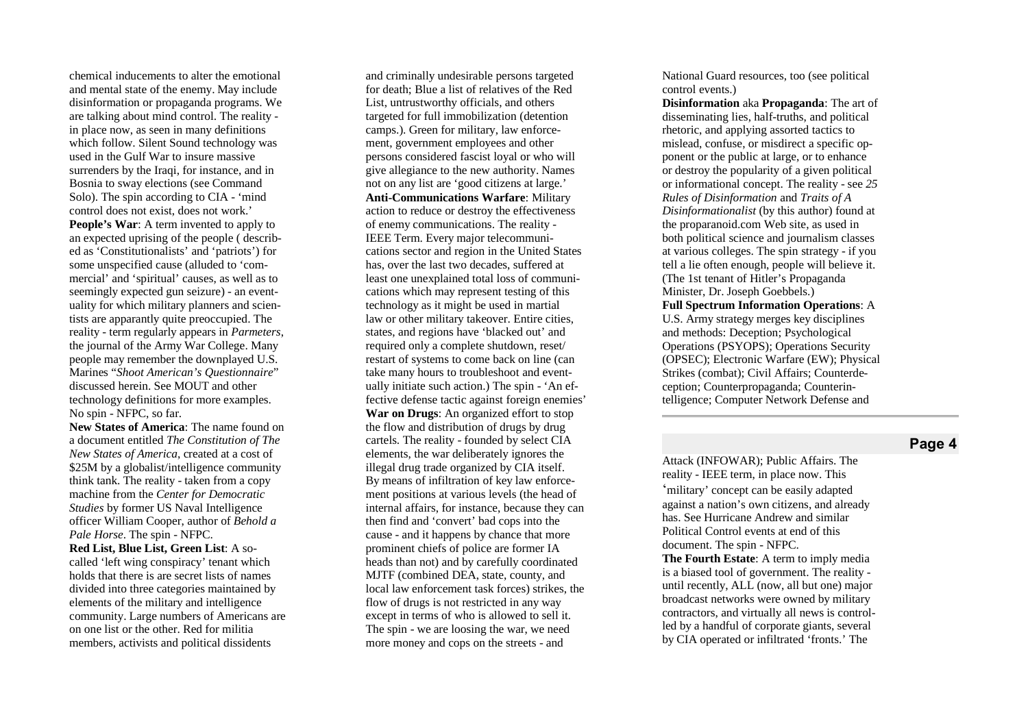chemical inducements to alter the emotional and mental state of the enemy. May include disinformation or propaganda programs. We are talking about mind control. The reality - in place now, as seen in many definitions which follow. Silent Sound technology was used in the Gulf War to insure massive surrenders by the Iraqi, for instance, and in Bosnia to sway elections (see Command Solo). The spin according to CIA - 'mind control does not exist, does not work.'

**People's War**: A term invented to apply to an expected uprising of the people ( described as 'Constitutionalists' and 'patriots') for some unspecified cause (alluded to 'commercial' and 'spiritual' causes, as well as to seemingly expected gun seizure) - an eventuality for which military planners and scientists are apparantly quite preoccupied. The reality - term regularly appears in *Parmeters*, the journal of the Army War College. Many people may remember the downplayed U.S. Marines "*Shoot American's Questionnaire*" discussed herein. See MOUT and other technology definitions for more examples. No spin - NFPC, so far.

**New States of America**: The name found on a document entitled *The Constitution of The New States of America*, created at a cost of $25M by a globalist/intelligence community think tank. The reality - taken from a copy machine from the *Center for Democratic Studies* by former US Naval Intelligence officer William Cooper, author of *Behold a Pale Horse*. The spin - NFPC.

**Red List, Blue List, Green List**: A so-called 'left wing conspiracy' tenant which holds that there is are secret lists of names divided into three categories maintained by elements of the military and intelligence community. Large numbers of Americans are on one list or the other. Red for militia members, activists and political dissidents and criminally undesirable persons targeted for death; Blue a list of relatives of the Red List, untrustworthy officials, and others targeted for full immobilization (detention camps.). Green for military, law enforcement, government employees and other persons considered fascist loyal or who will give allegiance to the new authority. Names not on any list are 'good citizens at large.'

**Anti-Communications Warfare**: Military action to reduce or destroy the effectiveness of enemy communications. The reality - IEEE Term. Every major telecommunications sector and region in the United States has, over the last two decades, suffered at least one unexplained total loss of communications which may represent testing of this technology as it might be used in martial law or other military takeover. Entire cities, states, and regions have 'blacked out' and required only a complete shutdown, reset/restart of systems to come back on line (can take many hours to troubleshoot and eventually initiate such action.) The spin - 'An effective defense tactic against foreign enemies'

**War on Drugs**: An organized effort to stop the flow and distribution of drugs by drug cartels. The reality - founded by select CIA elements, the war deliberately ignores the illegal drug trade organized by CIA itself. By means of infiltration of key law enforcement positions at various levels (the head of internal affairs, for instance, because they can then find and 'convert' bad cops into the cause - and it happens by chance that more prominent chiefs of police are former IA heads than not) and by carefully coordinated MJTF (combined DEA, state, county, and local law enforcement task forces) strikes, the flow of drugs is not restricted in any way except in terms of who is allowed to sell it. The spin - we are loosing the war, we need more money and cops on the streets - and National Guard resources, too (see political control events.)

**Disinformation** aka **Propaganda**: The art of disseminating lies, half-truths, and political rhetoric, and applying assorted tactics to mislead, confuse, or misdirect a specific opponent or the public at large, or to enhance or destroy the popularity of a given political or informational concept. The reality - see *25 Rules of Disinformation* and *Traits of A Disinformationalist* (by this author) found at the proparanoid.com Web site, as used in both political science and journalism classes at various colleges. The spin strategy - if you tell a lie often enough, people will believe it. (The 1st tenant of Hitler's Propaganda Minister, Dr. Joseph Goebbels.)

**Full Spectrum Information Operations**: A U.S. Army strategy merges key disciplines and methods: Deception; Psychological Operations (PSYOPS); Operations Security (OPSEC); Electronic Warfare (EW); Physical Strikes (combat); Civil Affairs; Counterdeception; Counterpropaganda; Counterintelligence; Computer Network Defense and Attack (INFOWAR); Public Affairs. The reality - IEEE term, in place now. This 'military' concept can be easily adapted against a nation's own citizens, and already has. See Hurricane Andrew and similar Political Control events at end of this document. The spin - NFPC.

**The Fourth Estate**: A term to imply media is a biased tool of government. The reality - until recently, ALL (now, all but one) major broadcast networks were owned by military contractors, and virtually all news is controlled by a handful of corporate giants, several by CIA operated or infiltrated 'fronts.' The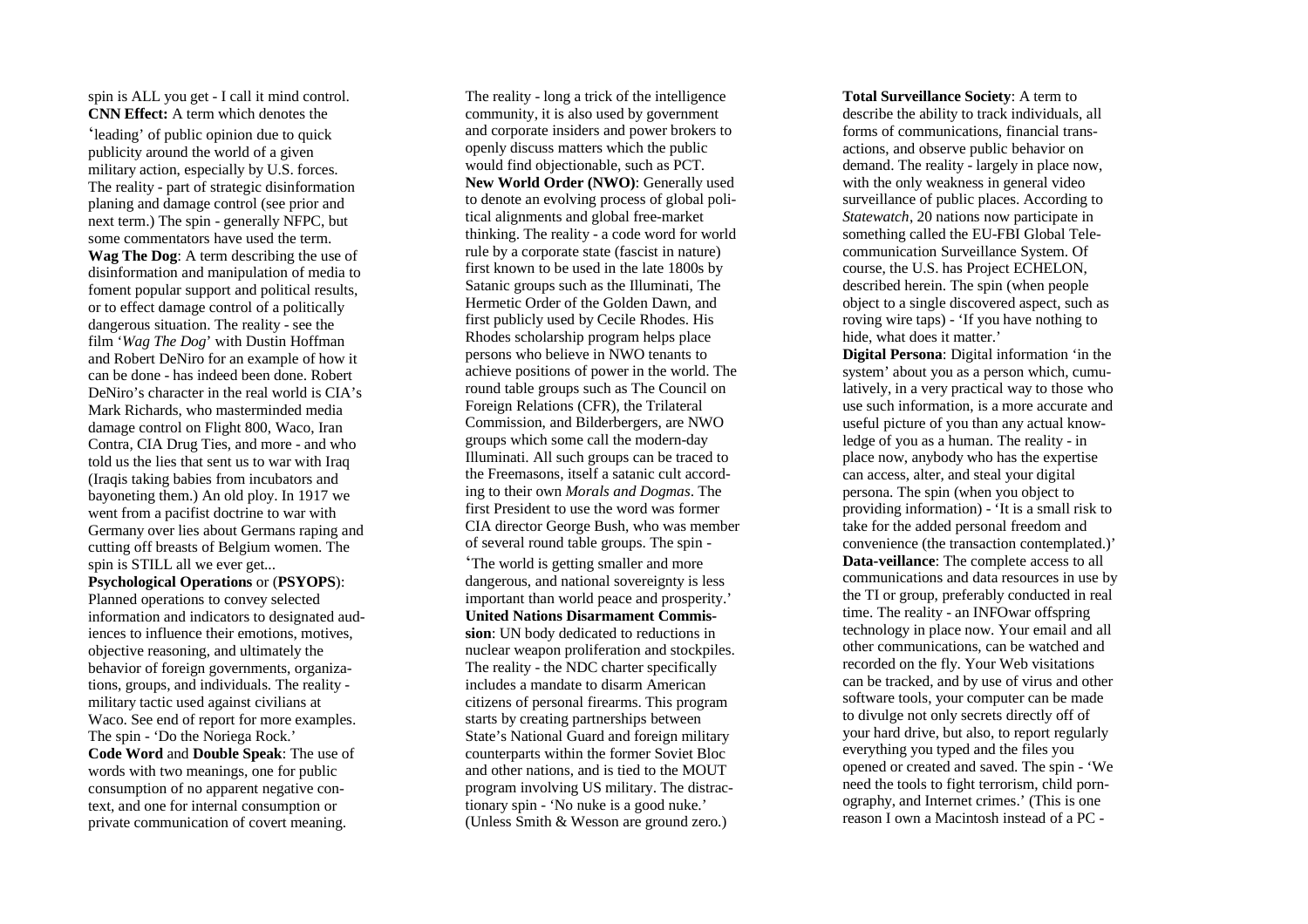spin is ALL you get - I call it mind control.

**CNN Effect:** A term which denotes the 'leading' of public opinion due to quick publicity around the world of a given military action, especially by U.S. forces. The reality - part of strategic disinformation planing and damage control (see prior and next term.) The spin - generally NFPC, but some commentators have used the term.

**Wag The Dog**: A term describing the use of disinformation and manipulation of media to foment popular support and political results, or to effect damage control of a politically dangerous situation. The reality - see the film '*Wag The Dog*' with Dustin Hoffman and Robert DeNiro for an example of how it can be done - has indeed been done. Robert DeNiro's character in the real world is CIA's Mark Richards, who masterminded media damage control on Flight 800, Waco, Iran Contra, CIA Drug Ties, and more - and who told us the lies that sent us to war with Iraq (Iraqis taking babies from incubators and bayoneting them.) An old ploy. In 1917 we went from a pacifist doctrine to war with Germany over lies about Germans raping and cutting off breasts of Belgium women. The spin is STILL all we ever get...

**Psychological Operations** or (**PSYOPS**): Planned operations to convey selected information and indicators to designated audiences to influence their emotions, motives, objective reasoning, and ultimately the behavior of foreign governments, organizations, groups, and individuals. The reality - military tactic used against civilians at Waco. See end of report for more examples. The spin - 'Do the Noriega Rock.'

**Code Word** and **Double Speak**: The use of words with two meanings, one for public consumption of no apparent negative context, and one for internal consumption or private communication of covert meaning. The reality - long a trick of the intelligence community, it is also used by government and corporate insiders and power brokers to openly discuss matters which the public would find objectionable, such as PCT.

**New World Order (NWO)**: Generally used to denote an evolving process of global political alignments and global free-market thinking. The reality - a code word for world rule by a corporate state (fascist in nature) first known to be used in the late 1800s by Satanic groups such as the Illuminati, The Hermetic Order of the Golden Dawn, and first publicly used by Cecile Rhodes. His Rhodes scholarship program helps place persons who believe in NWO tenants to achieve positions of power in the world. The round table groups such as The Council on Foreign Relations (CFR), the Trilateral Commission, and Bilderbergers, are NWO groups which some call the modern-day Illuminati. All such groups can be traced to the Freemasons, itself a satanic cult according to their own *Morals and Dogmas*. The first President to use the word was former CIA director George Bush, who was member of several round table groups. The spin - 'The world is getting smaller and more dangerous, and national sovereignty is less important than world peace and prosperity.'

**United Nations Disarmament Commission**: UN body dedicated to reductions in nuclear weapon proliferation and stockpiles. The reality - the NDC charter specifically includes a mandate to disarm American citizens of personal firearms. This program starts by creating partnerships between State's National Guard and foreign military counterparts within the former Soviet Bloc and other nations, and is tied to the MOUT program involving US military. The distractionary spin - 'No nuke is a good nuke.' (Unless Smith & Wesson are ground zero.)

**Total Surveillance Society**: A term to describe the ability to track individuals, all forms of communications, financial transactions, and observe public behavior on demand. The reality - largely in place now, with the only weakness in general video surveillance of public places. According to *Statewatch*, 20 nations now participate in something called the EU-FBI Global Telecommunication Surveillance System. Of course, the U.S. has Project ECHELON, described herein. The spin (when people object to a single discovered aspect, such as roving wire taps) - 'If you have nothing to hide, what does it matter.'

**Digital Persona**: Digital information 'in the system' about you as a person which, cumulatively, in a very practical way to those who use such information, is a more accurate and useful picture of you than any actual knowledge of you as a human. The reality - in place now, anybody who has the expertise can access, alter, and steal your digital persona. The spin (when you object to providing information) - 'It is a small risk to take for the added personal freedom and convenience (the transaction contemplated.)'

**Data-veillance**: The complete access to all communications and data resources in use by the TI or group, preferably conducted in real time. The reality - an INFOwar offspring technology in place now. Your email and all other communications, can be watched and recorded on the fly. Your Web visitations can be tracked, and by use of virus and other software tools, your computer can be made to divulge not only secrets directly off of your hard drive, but also, to report regularly everything you typed and the files you opened or created and saved. The spin - 'We need the tools to fight terrorism, child pornography, and Internet crimes.' (This is one reason I own a Macintosh instead of a PC -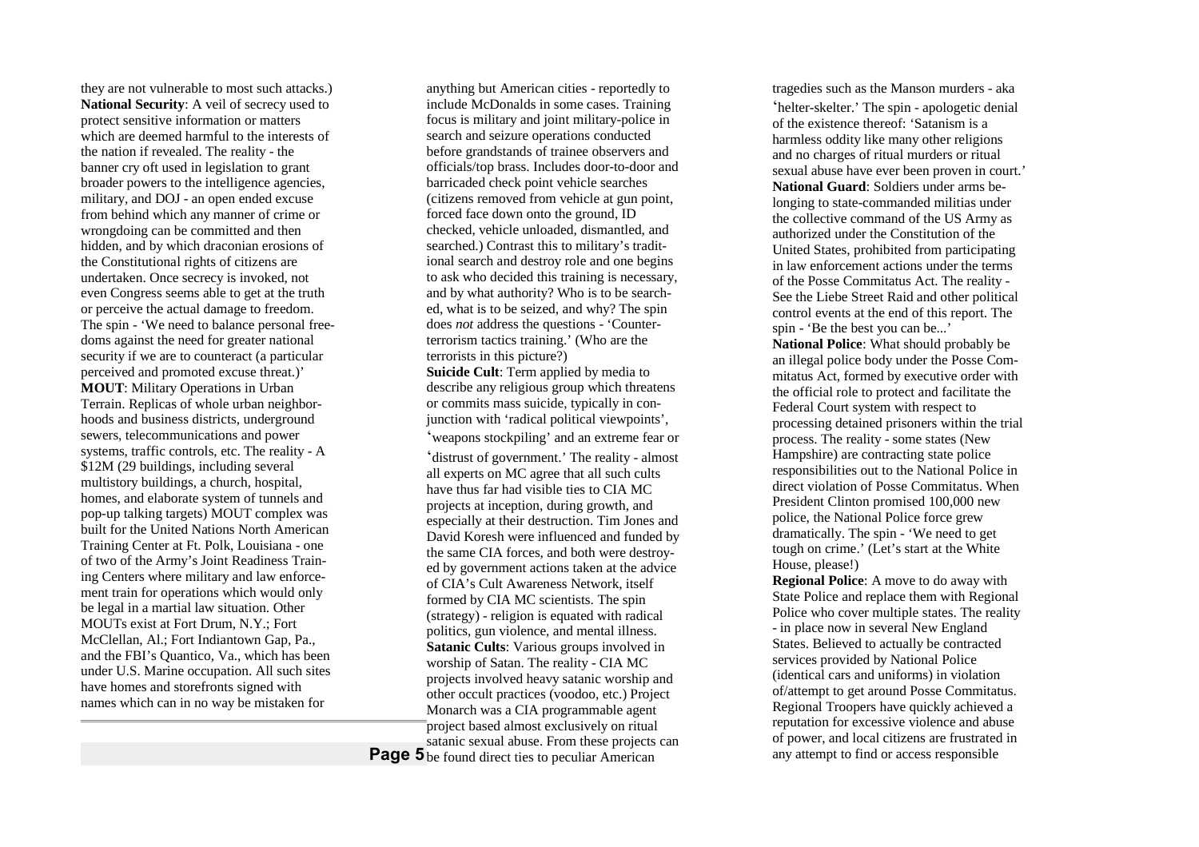they are not vulnerable to most such attacks.)

**National Security**: A veil of secrecy used to protect sensitive information or matters which are deemed harmful to the interests of the nation if revealed. The reality - the banner cry oft used in legislation to grant broader powers to the intelligence agencies, military, and DOJ - an open ended excuse from behind which any manner of crime or wrongdoing can be committed and then hidden, and by which draconian erosions of the Constitutional rights of citizens are undertaken. Once secrecy is invoked, not even Congress seems able to get at the truth or perceive the actual damage to freedom. The spin - 'We need to balance personal freedoms against the need for greater national security if we are to counteract (a particular perceived and promoted excuse threat.)'

**MOUT**: Military Operations in Urban Terrain. Replicas of whole urban neighborhoods and business districts, underground sewers, telecommunications and power systems, traffic controls, etc. The reality - A $12M (29 buildings, including several multistory buildings, a church, hospital, homes, and elaborate system of tunnels and pop-up talking targets) MOUT complex was built for the United Nations North American Training Center at Ft. Polk, Louisiana - one of two of the Army's Joint Readiness Training Centers where military and law enforcement train for operations which would only be legal in a martial law situation. Other MOUTs exist at Fort Drum, N.Y.; Fort McClellan, Al.; Fort Indiantown Gap, Pa., and the FBI's Quantico, Va., which has been under U.S. Marine occupation. All such sites have homes and storefronts signed with names which can in no way be mistaken for anything but American cities - reportedly to include McDonalds in some cases. Training focus is military and joint military-police in search and seizure operations conducted before grandstands of trainee observers and officials/top brass. Includes door-to-door and barricaded check point vehicle searches (citizens removed from vehicle at gun point, forced face down onto the ground, ID checked, vehicle unloaded, dismantled, and searched.) Contrast this to military's traditional search and destroy role and one begins to ask who decided this training is necessary, and by what authority? Who is to be searched, what is to be seized, and why? The spin does *not* address the questions - 'Counterterrorism tactics training.' (Who are the terrorists in this picture?)

**Suicide Cult**: Term applied by media to describe any religious group which threatens or commits mass suicide, typically in conjunction with 'radical political viewpoints', 'weapons stockpiling' and an extreme fear or 'distrust of government.' The reality - almost all experts on MC agree that all such cults have thus far had visible ties to CIA MC projects at inception, during growth, and especially at their destruction. Tim Jones and David Koresh were influenced and funded by the same CIA forces, and both were destroyed by government actions taken at the advice of CIA's Cult Awareness Network, itself formed by CIA MC scientists. The spin (strategy) - religion is equated with radical politics, gun violence, and mental illness.

**Satanic Cults**: Various groups involved in worship of Satan. The reality - CIA MC projects involved heavy satanic worship and other occult practices (voodoo, etc.) Project Monarch was a CIA programmable agent project based almost exclusively on ritual satanic sexual abuse. From these projects can be found direct ties to peculiar American tragedies such as the Manson murders - aka 'helter-skelter.' The spin - apologetic denial of the existence thereof: 'Satanism is a harmless oddity like many other religions and no charges of ritual murders or ritual sexual abuse have ever been proven in court.'

**National Guard**: Soldiers under arms belonging to state-commanded militias under the collective command of the US Army as authorized under the Constitution of the United States, prohibited from participating in law enforcement actions under the terms of the Posse Commitatus Act. The reality - See the Liebe Street Raid and other political control events at the end of this report. The spin - 'Be the best you can be...'

**National Police**: What should probably be an illegal police body under the Posse Commitatus Act, formed by executive order with the official role to protect and facilitate the Federal Court system with respect to processing detained prisoners within the trial process. The reality - some states (New Hampshire) are contracting state police responsibilities out to the National Police in direct violation of Posse Commitatus. When President Clinton promised 100,000 new police, the National Police force grew dramatically. The spin - 'We need to get tough on crime.' (Let's start at the White House, please!)

**Regional Police**: A move to do away with State Police and replace them with Regional Police who cover multiple states. The reality - in place now in several New England States. Believed to actually be contracted services provided by National Police (identical cars and uniforms) in violation of/attempt to get around Posse Commitatus. Regional Troopers have quickly achieved a reputation for excessive violence and abuse of power, and local citizens are frustrated in any attempt to find or access responsible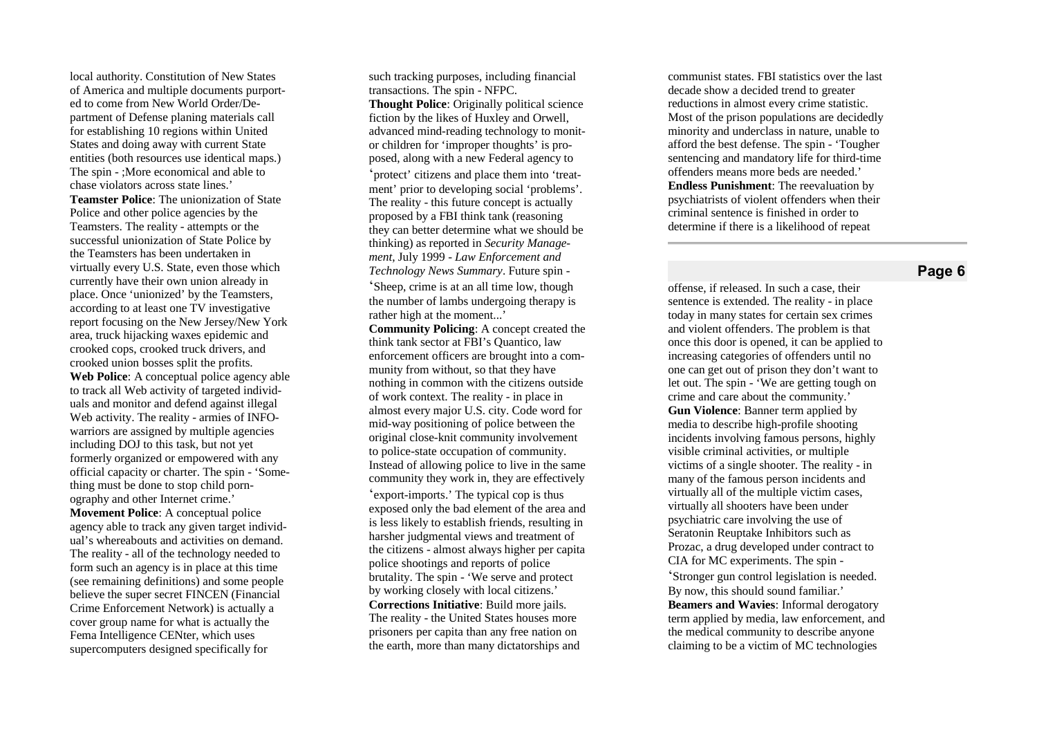local authority. Constitution of New States of America and multiple documents purported to come from New World Order/Department of Defense planing materials call for establishing 10 regions within United States and doing away with current State entities (both resources use identical maps.) The spin - ;More economical and able to chase violators across state lines.'

**Teamster Police**: The unionization of State Police and other police agencies by the Teamsters. The reality - attempts or the successful unionization of State Police by the Teamsters has been undertaken in virtually every U.S. State, even those which currently have their own union already in place. Once 'unionized' by the Teamsters, according to at least one TV investigative report focusing on the New Jersey/New York area, truck hijacking waxes epidemic and crooked cops, crooked truck drivers, and crooked union bosses split the profits.

**Web Police**: A conceptual police agency able to track all Web activity of targeted individuals and monitor and defend against illegal Web activity. The reality - armies of INFO-warriors are assigned by multiple agencies including DOJ to this task, but not yet formerly organized or empowered with any official capacity or charter. The spin - 'Something must be done to stop child pornography and other Internet crime.'

**Movement Police**: A conceptual police agency able to track any given target individual's whereabouts and activities on demand. The reality - all of the technology needed to form such an agency is in place at this time (see remaining definitions) and some people believe the super secret FINCEN (Financial Crime Enforcement Network) is actually a cover group name for what is actually the Fema Intelligence CENter, which uses supercomputers designed specifically for such tracking purposes, including financial transactions. The spin - NFPC.

**Thought Police**: Originally political science fiction by the likes of Huxley and Orwell, advanced mind-reading technology to monitor children for 'improper thoughts' is proposed, along with a new Federal agency to 'protect' citizens and place them into 'treatment' prior to developing social 'problems'. The reality - this future concept is actually proposed by a FBI think tank (reasoning they can better determine what we should be thinking) as reported in *Security Management*, July 1999 - *Law Enforcement and Technology News Summary*. Future spin - 'Sheep, crime is at an all time low, though the number of lambs undergoing therapy is rather high at the moment...'

**Community Policing**: A concept created the think tank sector at FBI's Quantico, law enforcement officers are brought into a community from without, so that they have nothing in common with the citizens outside of work context. The reality - in place in almost every major U.S. city. Code word for mid-way positioning of police between the original close-knit community involvement to police-state occupation of community. Instead of allowing police to live in the same community they work in, they are effectively 'export-imports.' The typical cop is thus exposed only the bad element of the area and is less likely to establish friends, resulting in harsher judgmental views and treatment of the citizens - almost always higher per capita police shootings and reports of police brutality. The spin - 'We serve and protect by working closely with local citizens.'

**Corrections Initiative**: Build more jails. The reality - the United States houses more prisoners per capita than any free nation on the earth, more than many dictatorships and communist states. FBI statistics over the last decade show a decided trend to greater reductions in almost every crime statistic. Most of the prison populations are decidedly minority and underclass in nature, unable to afford the best defense. The spin - 'Tougher sentencing and mandatory life for third-time offenders means more beds are needed.'

**Endless Punishment**: The reevaluation by psychiatrists of violent offenders when their criminal sentence is finished in order to determine if there is a likelihood of repeat offense, if released. In such a case, their sentence is extended. The reality - in place today in many states for certain sex crimes and violent offenders. The problem is that once this door is opened, it can be applied to increasing categories of offenders until no one can get out of prison they don't want to let out. The spin - 'We are getting tough on crime and care about the community.'

**Gun Violence**: Banner term applied by media to describe high-profile shooting incidents involving famous persons, highly visible criminal activities, or multiple victims of a single shooter. The reality - in many of the famous person incidents and virtually all of the multiple victim cases, virtually all shooters have been under psychiatric care involving the use of Seratonin Reuptake Inhibitors such as Prozac, a drug developed under contract to CIA for MC experiments. The spin - 'Stronger gun control legislation is needed. By now, this should sound familiar.'

**Beamers and Wavies**: Informal derogatory term applied by media, law enforcement, and the medical community to describe anyone claiming to be a victim of MC technologies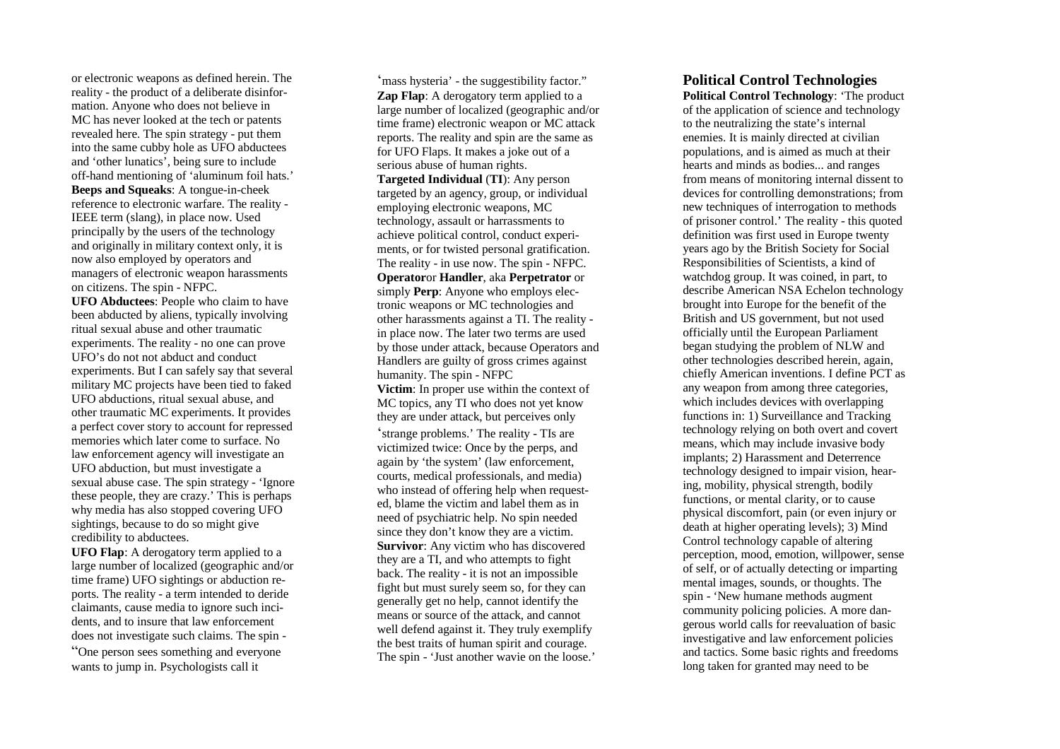or electronic weapons as defined herein. The reality - the product of a deliberate disinformation. Anyone who does not believe in MC has never looked at the tech or patents revealed here. The spin strategy - put them into the same cubby hole as UFO abductees and 'other lunatics', being sure to include off-hand mentioning of 'aluminum foil hats.'

**Beeps and Squeaks**: A tongue-in-cheek reference to electronic warfare. The reality - IEEE term (slang), in place now. Used principally by the users of the technology and originally in military context only, it is now also employed by operators and managers of electronic weapon harassments on citizens. The spin - NFPC.

**UFO Abductees**: People who claim to have been abducted by aliens, typically involving ritual sexual abuse and other traumatic experiments. The reality - no one can prove UFO's do not not abduct and conduct experiments. But I can safely say that several military MC projects have been tied to faked UFO abductions, ritual sexual abuse, and other traumatic MC experiments. It provides a perfect cover story to account for repressed memories which later come to surface. No law enforcement agency will investigate an UFO abduction, but must investigate a sexual abuse case. The spin strategy - 'Ignore these people, they are crazy.' This is perhaps why media has also stopped covering UFO sightings, because to do so might give credibility to abductees.

**UFO Flap**: A derogatory term applied to a large number of localized (geographic and/or time frame) UFO sightings or abduction reports. The reality - a term intended to deride claimants, cause media to ignore such incidents, and to insure that law enforcement does not investigate such claims. The spin - "One person sees something and everyone wants to jump in. Psychologists call it 'mass hysteria' - the suggestibility factor."

**Zap Flap**: A derogatory term applied to a large number of localized (geographic and/or time frame) electronic weapon or MC attack reports. The reality and spin are the same as for UFO Flaps. It makes a joke out of a serious abuse of human rights.

**Targeted Individual** (**TI**): Any person targeted by an agency, group, or individual employing electronic weapons, MC technology, assault or harrassments to achieve political control, conduct experiments, or for twisted personal gratification. The reality - in use now. The spin - NFPC.

**Operator** or **Handler**, aka **Perpetrator** or simply **Perp**: Anyone who employs electronic weapons or MC technologies and other harassments against a TI. The reality - in place now. The later two terms are used by those under attack, because Operators and Handlers are guilty of gross crimes against humanity. The spin - NFPC

**Victim**: In proper use within the context of MC topics, any TI who does not yet know they are under attack, but perceives only 'strange problems.' The reality - TIs are victimized twice: Once by the perps, and again by 'the system' (law enforcement, courts, medical professionals, and media) who instead of offering help when requested, blame the victim and label them as in need of psychiatric help. No spin needed since they don't know they are a victim.

**Survivor**: Any victim who has discovered they are a TI, and who attempts to fight back. The reality - it is not an impossible fight but must surely seem so, for they can generally get no help, cannot identify the means or source of the attack, and cannot well defend against it. They truly exemplify the best traits of human spirit and courage. The spin - 'Just another wavie on the loose.'

## Political Control Technologies

**Political Control Technology**: 'The product of the application of science and technology to the neutralizing the state's internal enemies. It is mainly directed at civilian populations, and is aimed as much at their hearts and minds as bodies... and ranges from means of monitoring internal dissent to devices for controlling demonstrations; from new techniques of interrogation to methods of prisoner control.' The reality - this quoted definition was first used in Europe twenty years ago by the British Society for Social Responsibilities of Scientists, a kind of watchdog group. It was coined, in part, to describe American NSA Echelon technology brought into Europe for the benefit of the British and US government, but not used officially until the European Parliament began studying the problem of NLW and other technologies described herein, again, chiefly American inventions. I define PCT as any weapon from among three categories, which includes devices with overlapping functions in: 1) Surveillance and Tracking technology relying on both overt and covert means, which may include invasive body implants; 2) Harassment and Deterrence technology designed to impair vision, hearing, mobility, physical strength, bodily functions, or mental clarity, or to cause physical discomfort, pain (or even injury or death at higher operating levels); 3) Mind Control technology capable of altering perception, mood, emotion, willpower, sense of self, or of actually detecting or imparting mental images, sounds, or thoughts. The spin - 'New humane methods augment community policing policies. A more dangerous world calls for reevaluation of basic investigative and law enforcement policies and tactics. Some basic rights and freedoms long taken for granted may need to be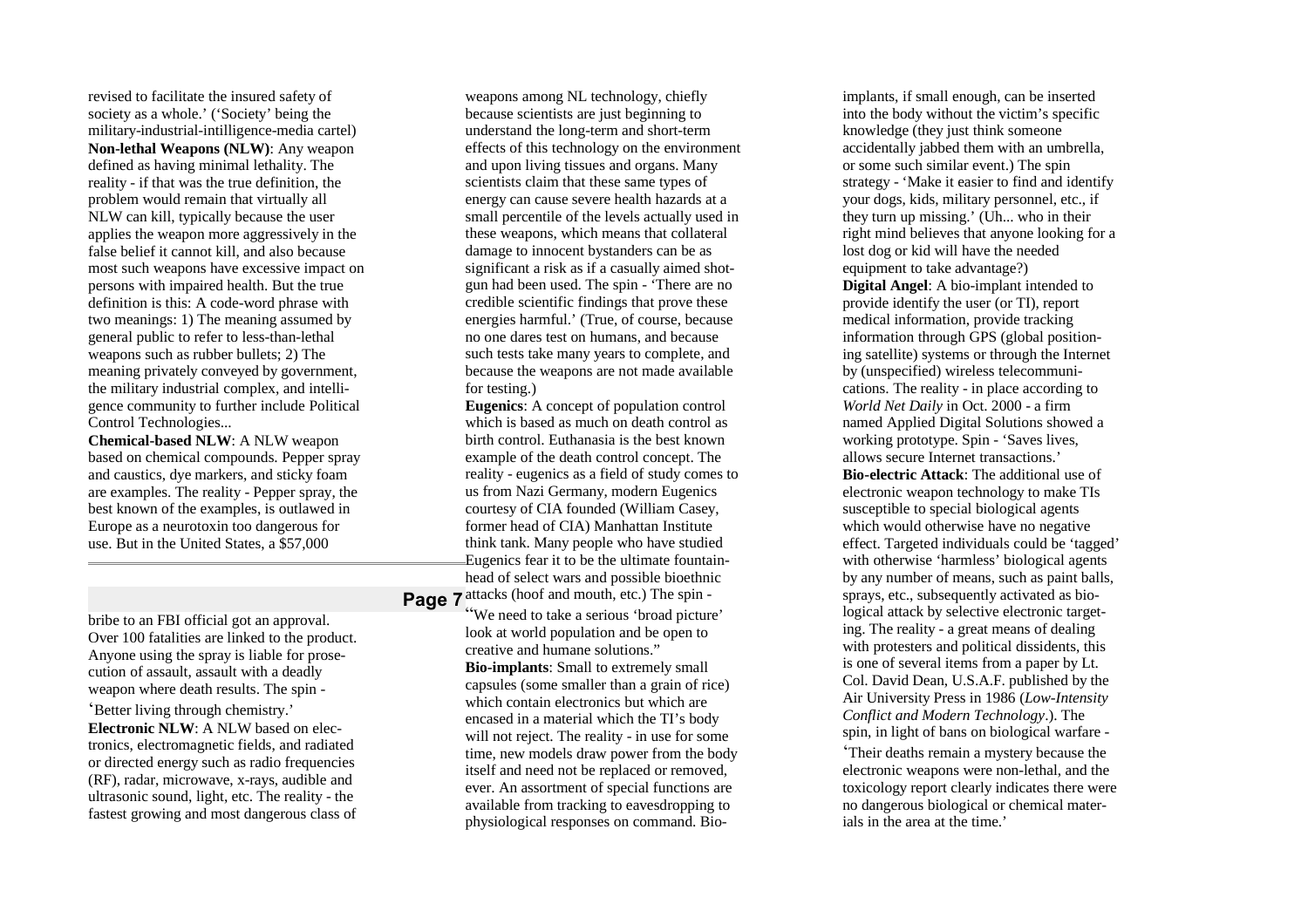revised to facilitate the insured safety of society as a whole.' ('Society' being the military-industrial-intilligence-media cartel)

**Non-lethal Weapons (NLW)**: Any weapon defined as having minimal lethality. The reality - if that was the true definition, the problem would remain that virtually all NLW can kill, typically because the user applies the weapon more aggressively in the false belief it cannot kill, and also because most such weapons have excessive impact on persons with impaired health. But the true definition is this: A code-word phrase with two meanings: 1) The meaning assumed by general public to refer to less-than-lethal weapons such as rubber bullets; 2) The meaning privately conveyed by government, the military industrial complex, and intelligence community to further include Political Control Technologies...

**Chemical-based NLW**: A NLW weapon based on chemical compounds. Pepper spray and caustics, dye markers, and sticky foam are examples. The reality - Pepper spray, the best known of the examples, is outlawed in Europe as a neurotoxin too dangerous for use. But in the United States, a $57,000 bribe to an FBI official got an approval. Over 100 fatalities are linked to the product. Anyone using the spray is liable for prosecution of assault, assault with a deadly weapon where death results. The spin - 'Better living through chemistry.'

**Electronic NLW**: A NLW based on electronics, electromagnetic fields, and radiated or directed energy such as radio frequencies (RF), radar, microwave, x-rays, audible and ultrasonic sound, light, etc. The reality - the fastest growing and most dangerous class of weapons among NL technology, chiefly because scientists are just beginning to understand the long-term and short-term effects of this technology on the environment and upon living tissues and organs. Many scientists claim that these same types of energy can cause severe health hazards at a small percentile of the levels actually used in these weapons, which means that collateral damage to innocent bystanders can be as significant a risk as if a casually aimed shotgun had been used. The spin - 'There are no credible scientific findings that prove these energies harmful.' (True, of course, because no one dares test on humans, and because such tests take many years to complete, and because the weapons are not made available for testing.)

**Eugenics**: A concept of population control which is based as much on death control as birth control. Euthanasia is the best known example of the death control concept. The reality - eugenics as a field of study comes to us from Nazi Germany, modern Eugenics courtesy of CIA founded (William Casey, former head of CIA) Manhattan Institute think tank. Many people who have studied Eugenics fear it to be the ultimate fountainhead of select wars and possible bioethnic attacks (hoof and mouth, etc.) The spin - "We need to take a serious 'broad picture' look at world population and be open to creative and humane solutions."

**Bio-implants**: Small to extremely small capsules (some smaller than a grain of rice) which contain electronics but which are encased in a material which the TI's body will not reject. The reality - in use for some time, new models draw power from the body itself and need not be replaced or removed, ever. An assortment of special functions are available from tracking to eavesdropping to physiological responses on command. Bio-implants, if small enough, can be inserted into the body without the victim's specific knowledge (they just think someone accidentally jabbed them with an umbrella, or some such similar event.) The spin strategy - 'Make it easier to find and identify your dogs, kids, military personnel, etc., if they turn up missing.' (Uh... who in their right mind believes that anyone looking for a lost dog or kid will have the needed equipment to take advantage?)

**Digital Angel**: A bio-implant intended to provide identify the user (or TI), report medical information, provide tracking information through GPS (global positioning satellite) systems or through the Internet by (unspecified) wireless telecommunications. The reality - in place according to *World Net Daily* in Oct. 2000 - a firm named Applied Digital Solutions showed a working prototype. Spin - 'Saves lives, allows secure Internet transactions.'

**Bio-electric Attack**: The additional use of electronic weapon technology to make TIs susceptible to special biological agents which would otherwise have no negative effect. Targeted individuals could be 'tagged' with otherwise 'harmless' biological agents by any number of means, such as paint balls, sprays, etc., subsequently activated as biological attack by selective electronic targeting. The reality - a great means of dealing with protesters and political dissidents, this is one of several items from a paper by Lt. Col. David Dean, U.S.A.F. published by the Air University Press in 1986 (*Low-Intensity Conflict and Modern Technology*.). The spin, in light of bans on biological warfare - 'Their deaths remain a mystery because the electronic weapons were non-lethal, and the toxicology report clearly indicates there were no dangerous biological or chemical materials in the area at the time.'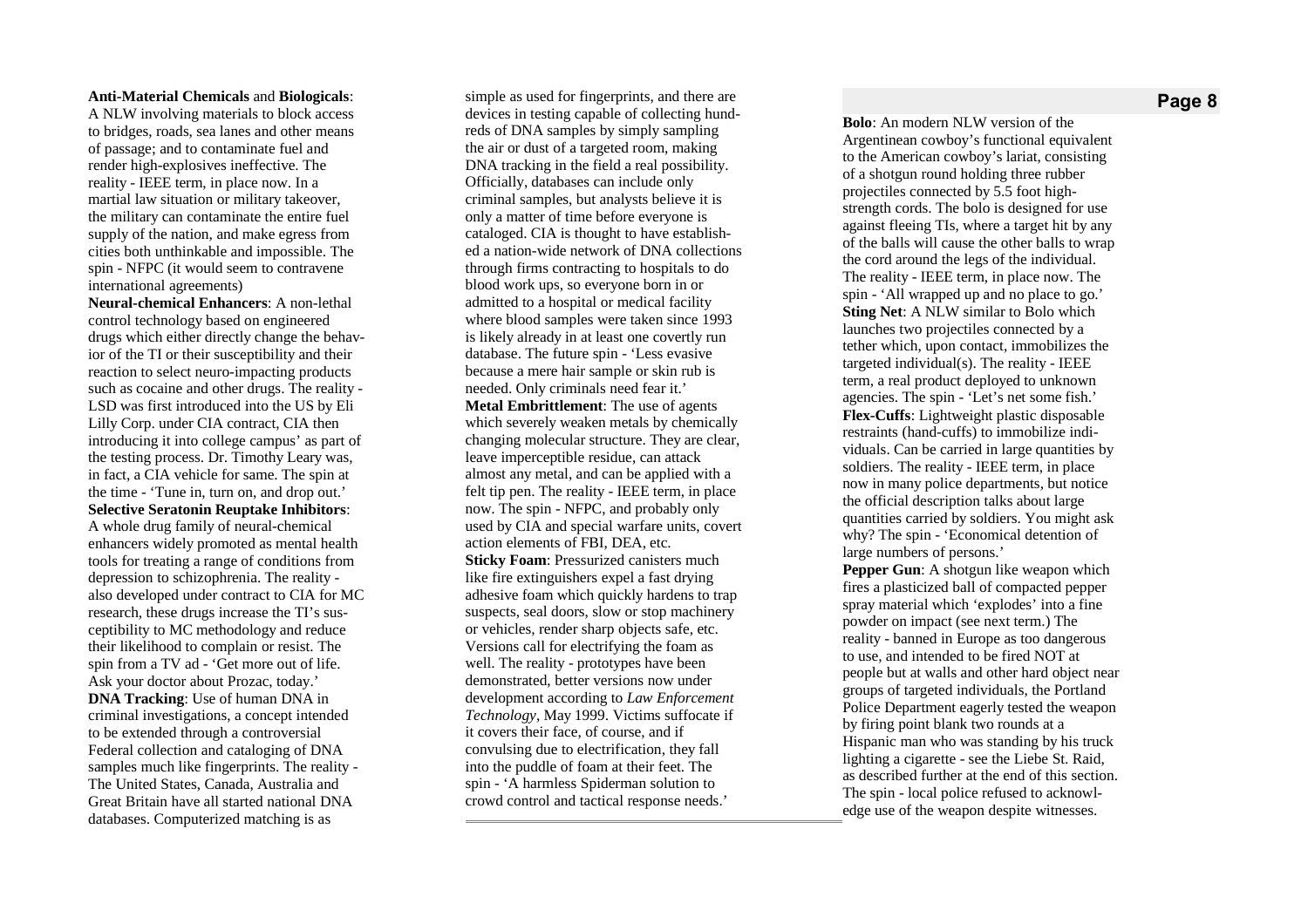**Anti-Material Chemicals** and **Biologicals**: A NLW involving materials to block access to bridges, roads, sea lanes and other means of passage; and to contaminate fuel and render high-explosives ineffective. The reality - IEEE term, in place now. In a martial law situation or military takeover, the military can contaminate the entire fuel supply of the nation, and make egress from cities both unthinkable and impossible. The spin - NFPC (it would seem to contravene international agreements)

**Neural-chemical Enhancers**: A non-lethal control technology based on engineered drugs which either directly change the behavior of the TI or their susceptibility and their reaction to select neuro-impacting products such as cocaine and other drugs. The reality - LSD was first introduced into the US by Eli Lilly Corp. under CIA contract, CIA then introducing it into college campus' as part of the testing process. Dr. Timothy Leary was, in fact, a CIA vehicle for same. The spin at the time - 'Tune in, turn on, and drop out.'

**Selective Seratonin Reuptake Inhibitors**: A whole drug family of neural-chemical enhancers widely promoted as mental health tools for treating a range of conditions from depression to schizophrenia. The reality - also developed under contract to CIA for MC research, these drugs increase the TI's susceptibility to MC methodology and reduce their likelihood to complain or resist. The spin from a TV ad - 'Get more out of life. Ask your doctor about Prozac, today.'

**DNA Tracking**: Use of human DNA in criminal investigations, a concept intended to be extended through a controversial Federal collection and cataloging of DNA samples much like fingerprints. The reality - The United States, Canada, Australia and Great Britain have all started national DNA databases. Computerized matching is as simple as used for fingerprints, and there are devices in testing capable of collecting hundreds of DNA samples by simply sampling the air or dust of a targeted room, making DNA tracking in the field a real possibility. Officially, databases can include only criminal samples, but analysts believe it is only a matter of time before everyone is cataloged. CIA is thought to have established a nation-wide network of DNA collections through firms contracting to hospitals to do blood work ups, so everyone born in or admitted to a hospital or medical facility where blood samples were taken since 1993 is likely already in at least one covertly run database. The future spin - 'Less evasive because a mere hair sample or skin rub is needed. Only criminals need fear it.'

**Metal Embrittlement**: The use of agents which severely weaken metals by chemically changing molecular structure. They are clear, leave imperceptible residue, can attack almost any metal, and can be applied with a felt tip pen. The reality - IEEE term, in place now. The spin - NFPC, and probably only used by CIA and special warfare units, covert action elements of FBI, DEA, etc.

**Sticky Foam**: Pressurized canisters much like fire extinguishers expel a fast drying adhesive foam which quickly hardens to trap suspects, seal doors, slow or stop machinery or vehicles, render sharp objects safe, etc. Versions call for electrifying the foam as well. The reality - prototypes have been demonstrated, better versions now under development according to *Law Enforcement Technology*, May 1999. Victims suffocate if it covers their face, of course, and if convulsing due to electrification, they fall into the puddle of foam at their feet. The spin - 'A harmless Spiderman solution to crowd control and tactical response needs.'

**Bolo**: An modern NLW version of the Argentinean cowboy's functional equivalent to the American cowboy's lariat, consisting of a shotgun round holding three rubber projectiles connected by 5.5 foot high-strength cords. The bolo is designed for use against fleeing TIs, where a target hit by any of the balls will cause the other balls to wrap the cord around the legs of the individual. The reality - IEEE term, in place now. The spin - 'All wrapped up and no place to go.'

**Sting Net**: A NLW similar to Bolo which launches two projectiles connected by a tether which, upon contact, immobilizes the targeted individual(s). The reality - IEEE term, a real product deployed to unknown agencies. The spin - 'Let's net some fish.'

**Flex-Cuffs**: Lightweight plastic disposable restraints (hand-cuffs) to immobilize individuals. Can be carried in large quantities by soldiers. The reality - IEEE term, in place now in many police departments, but notice the official description talks about large quantities carried by soldiers. You might ask why? The spin - 'Economical detention of large numbers of persons.'

**Pepper Gun**: A shotgun like weapon which fires a plasticized ball of compacted pepper spray material which 'explodes' into a fine powder on impact (see next term.) The reality - banned in Europe as too dangerous to use, and intended to be fired NOT at people but at walls and other hard object near groups of targeted individuals, the Portland Police Department eagerly tested the weapon by firing point blank two rounds at a Hispanic man who was standing by his truck lighting a cigarette - see the Liebe St. Raid, as described further at the end of this section. The spin - local police refused to acknowledge use of the weapon despite witnesses.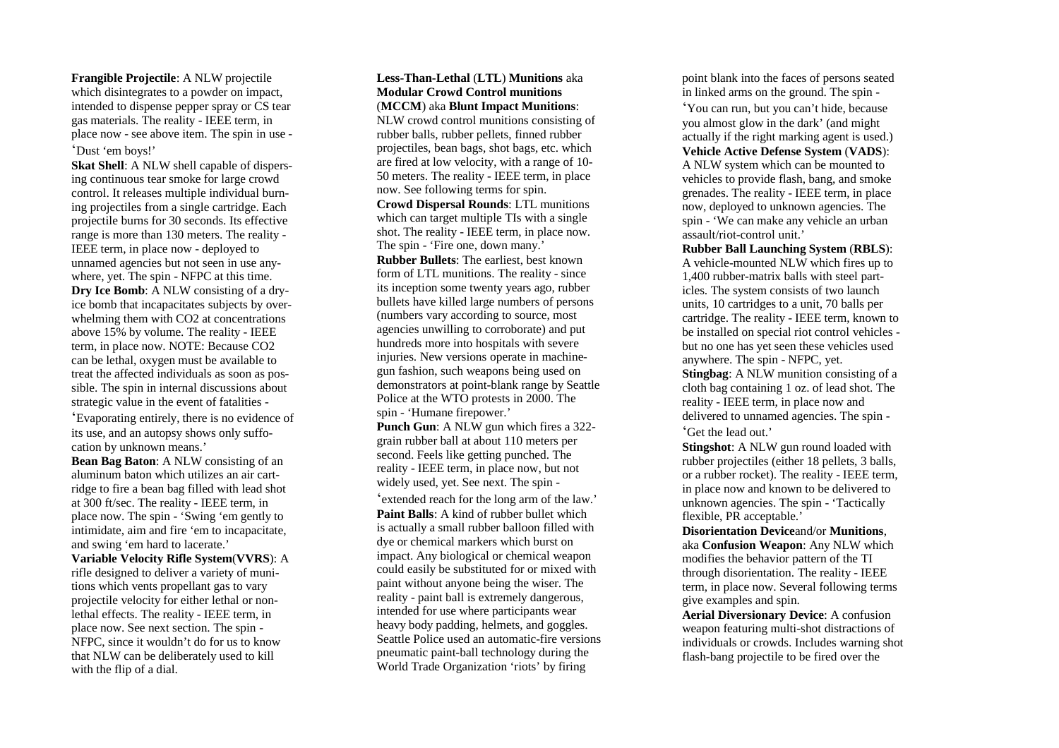**Frangible Projectile**: A NLW projectile which disintegrates to a powder on impact, intended to dispense pepper spray or CS tear gas materials. The reality - IEEE term, in place now - see above item. The spin in use - 'Dust 'em boys!'

**Skat Shell**: A NLW shell capable of dispersing continuous tear smoke for large crowd control. It releases multiple individual burning projectiles from a single cartridge. Each projectile burns for 30 seconds. Its effective range is more than 130 meters. The reality - IEEE term, in place now - deployed to unnamed agencies but not seen in use anywhere, yet. The spin - NFPC at this time.

**Dry Ice Bomb**: A NLW consisting of a dry-ice bomb that incapacitates subjects by overwhelming them with CO2 at concentrations above 15% by volume. The reality - IEEE term, in place now. NOTE: Because CO2 can be lethal, oxygen must be available to treat the affected individuals as soon as possible. The spin in internal discussions about strategic value in the event of fatalities - 'Evaporating entirely, there is no evidence of its use, and an autopsy shows only suffocation by unknown means.'

**Bean Bag Baton**: A NLW consisting of an aluminum baton which utilizes an air cartridge to fire a bean bag filled with lead shot at 300 ft/sec. The reality - IEEE term, in place now. The spin - 'Swing 'em gently to intimidate, aim and fire 'em to incapacitate, and swing 'em hard to lacerate.'

**Variable Velocity Rifle System**(**VVRS**): A rifle designed to deliver a variety of munitions which vents propellant gas to vary projectile velocity for either lethal or non-lethal effects. The reality - IEEE term, in place now. See next section. The spin - NFPC, since it wouldn't do for us to know that NLW can be deliberately used to kill with the flip of a dial.

**Less-Than-Lethal** (**LTL**) **Munitions** aka **Modular Crowd Control munitions** (**MCCM**) aka **Blunt Impact Munitions**: NLW crowd control munitions consisting of rubber balls, rubber pellets, finned rubber projectiles, bean bags, shot bags, etc. which are fired at low velocity, with a range of 10-50 meters. The reality - IEEE term, in place now. See following terms for spin.

**Crowd Dispersal Rounds**: LTL munitions which can target multiple TIs with a single shot. The reality - IEEE term, in place now. The spin - 'Fire one, down many.'

**Rubber Bullets**: The earliest, best known form of LTL munitions. The reality - since its inception some twenty years ago, rubber bullets have killed large numbers of persons (numbers vary according to source, most agencies unwilling to corroborate) and put hundreds more into hospitals with severe injuries. New versions operate in machine-gun fashion, such weapons being used on demonstrators at point-blank range by Seattle Police at the WTO protests in 2000. The spin - 'Humane firepower.'

**Punch Gun**: A NLW gun which fires a 322-grain rubber ball at about 110 meters per second. Feels like getting punched. The reality - IEEE term, in place now, but not widely used, yet. See next. The spin - 'extended reach for the long arm of the law.'

**Paint Balls**: A kind of rubber bullet which is actually a small rubber balloon filled with dye or chemical markers which burst on impact. Any biological or chemical weapon could easily be substituted for or mixed with paint without anyone being the wiser. The reality - paint ball is extremely dangerous, intended for use where participants wear heavy body padding, helmets, and goggles. Seattle Police used an automatic-fire versions pneumatic paint-ball technology during the World Trade Organization 'riots' by firing point blank into the faces of persons seated in linked arms on the ground. The spin - 'You can run, but you can't hide, because you almost glow in the dark' (and might actually if the right marking agent is used.)

**Vehicle Active Defense System** (**VADS**): A NLW system which can be mounted to vehicles to provide flash, bang, and smoke grenades. The reality - IEEE term, in place now, deployed to unknown agencies. The spin - 'We can make any vehicle an urban assault/riot-control unit.'

**Rubber Ball Launching System** (**RBLS**): A vehicle-mounted NLW which fires up to 1,400 rubber-matrix balls with steel particles. The system consists of two launch units, 10 cartridges to a unit, 70 balls per cartridge. The reality - IEEE term, known to be installed on special riot control vehicles - but no one has yet seen these vehicles used anywhere. The spin - NFPC, yet.

**Stingbag**: A NLW munition consisting of a cloth bag containing 1 oz. of lead shot. The reality - IEEE term, in place now and delivered to unnamed agencies. The spin - 'Get the lead out.'

**Stingshot**: A NLW gun round loaded with rubber projectiles (either 18 pellets, 3 balls, or a rubber rocket). The reality - IEEE term, in place now and known to be delivered to unknown agencies. The spin - 'Tactically flexible, PR acceptable.'

**Disorientation Device**and/or **Munitions**, aka **Confusion Weapon**: Any NLW which modifies the behavior pattern of the TI through disorientation. The reality - IEEE term, in place now. Several following terms give examples and spin.

**Aerial Diversionary Device**: A confusion weapon featuring multi-shot distractions of individuals or crowds. Includes warning shot flash-bang projectile to be fired over the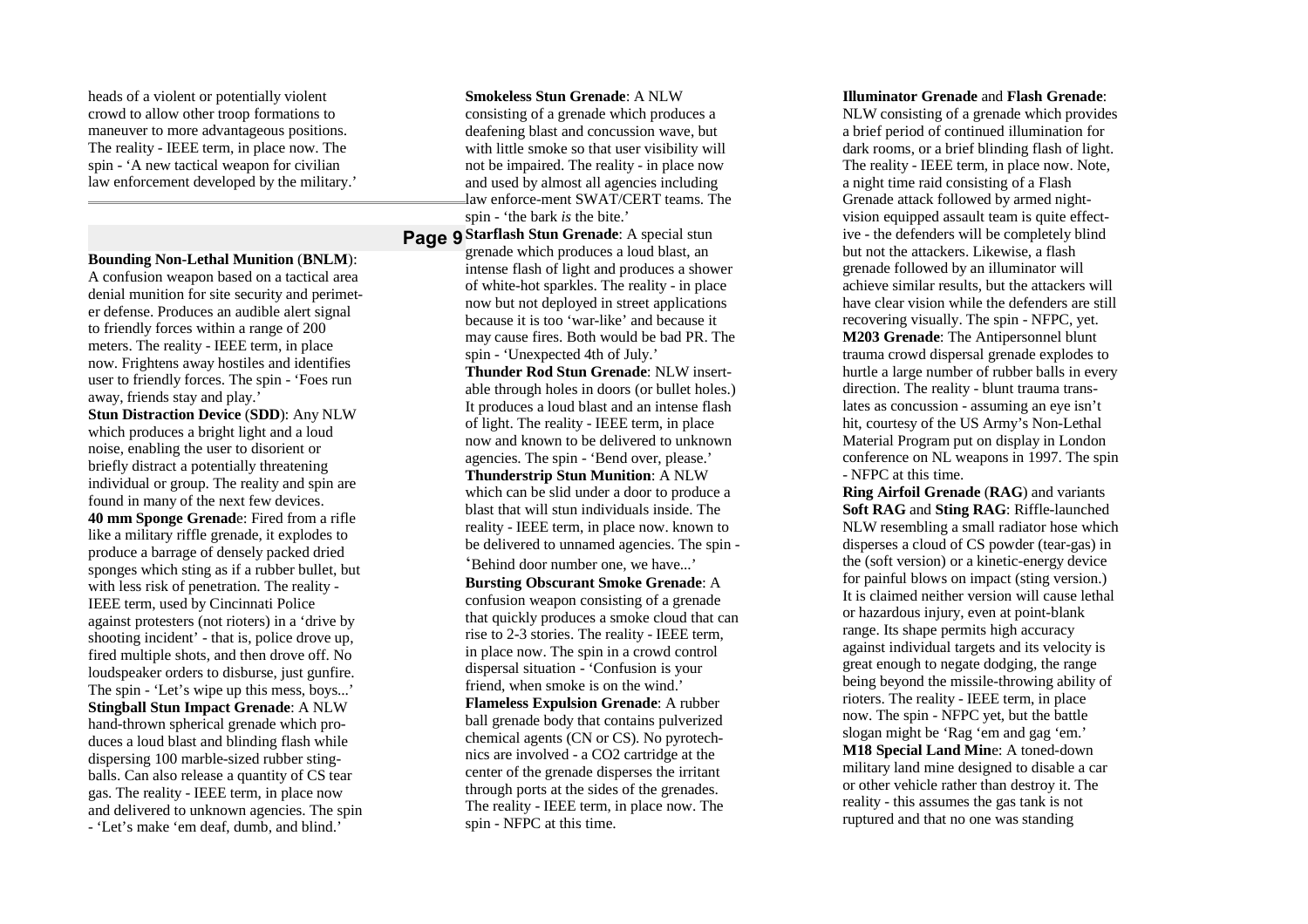heads of a violent or potentially violent crowd to allow other troop formations to maneuver to more advantageous positions. The reality - IEEE term, in place now. The spin - 'A new tactical weapon for civilian law enforcement developed by the military.'

---

**Bounding Non-Lethal Munition** (**BNLM**): A confusion weapon based on a tactical area denial munition for site security and perimeter defense. Produces an audible alert signal to friendly forces within a range of 200 meters. The reality - IEEE term, in place now. Frightens away hostiles and identifies user to friendly forces. The spin - 'Foes run away, friends stay and play.'

**Stun Distraction Device** (**SDD**): Any NLW which produces a bright light and a loud noise, enabling the user to disorient or briefly distract a potentially threatening individual or group. The reality and spin are found in many of the next few devices.

**40 mm Sponge Grenad**e: Fired from a rifle like a military riffle grenade, it explodes to produce a barrage of densely packed dried sponges which sting as if a rubber bullet, but with less risk of penetration. The reality - IEEE term, used by Cincinnati Police against protesters (not rioters) in a 'drive by shooting incident' - that is, police drove up, fired multiple shots, and then drove off. No loudspeaker orders to disburse, just gunfire. The spin - 'Let's wipe up this mess, boys...'

**Stingball Stun Impact Grenade**: A NLW hand-thrown spherical grenade which produces a loud blast and blinding flash while dispersing 100 marble-sized rubber stingballs. Can also release a quantity of CS tear gas. The reality - IEEE term, in place now and delivered to unknown agencies. The spin - 'Let's make 'em deaf, dumb, and blind.'

**Smokeless Stun Grenade**: A NLW consisting of a grenade which produces a deafening blast and concussion wave, but with little smoke so that user visibility will not be impaired. The reality - in place now and used by almost all agencies including law enforce-ment SWAT/CERT teams. The spin - 'the bark *is* the bite.'

**Starflash Stun Grenade**: A special stun grenade which produces a loud blast, an intense flash of light and produces a shower of white-hot sparkles. The reality - in place now but not deployed in street applications because it is too 'war-like' and because it may cause fires. Both would be bad PR. The spin - 'Unexpected 4th of July.'

**Thunder Rod Stun Grenade**: NLW insertable through holes in doors (or bullet holes.) It produces a loud blast and an intense flash of light. The reality - IEEE term, in place now and known to be delivered to unknown agencies. The spin - 'Bend over, please.'

**Thunderstrip Stun Munition**: A NLW which can be slid under a door to produce a blast that will stun individuals inside. The reality - IEEE term, in place now. known to be delivered to unnamed agencies. The spin - 'Behind door number one, we have...'

**Bursting Obscurant Smoke Grenade**: A confusion weapon consisting of a grenade that quickly produces a smoke cloud that can rise to 2-3 stories. The reality - IEEE term, in place now. The spin in a crowd control dispersal situation - 'Confusion is your friend, when smoke is on the wind.'

**Flameless Expulsion Grenade**: A rubber ball grenade body that contains pulverized chemical agents (CN or CS). No pyrotechnics are involved - a CO2 cartridge at the center of the grenade disperses the irritant through ports at the sides of the grenades. The reality - IEEE term, in place now. The spin - NFPC at this time.

**Illuminator Grenade** and **Flash Grenade**: NLW consisting of a grenade which provides a brief period of continued illumination for dark rooms, or a brief blinding flash of light. The reality - IEEE term, in place now. Note, a night time raid consisting of a Flash Grenade attack followed by armed night-vision equipped assault team is quite effective - the defenders will be completely blind but not the attackers. Likewise, a flash grenade followed by an illuminator will achieve similar results, but the attackers will have clear vision while the defenders are still recovering visually. The spin - NFPC, yet.

**M203 Grenade**: The Antipersonnel blunt trauma crowd dispersal grenade explodes to hurtle a large number of rubber balls in every direction. The reality - blunt trauma translates as concussion - assuming an eye isn't hit, courtesy of the US Army's Non-Lethal Material Program put on display in London conference on NL weapons in 1997. The spin - NFPC at this time.

**Ring Airfoil Grenade** (**RAG**) and variants **Soft RAG** and **Sting RAG**: Riffle-launched NLW resembling a small radiator hose which disperses a cloud of CS powder (tear-gas) in the (soft version) or a kinetic-energy device for painful blows on impact (sting version.) It is claimed neither version will cause lethal or hazardous injury, even at point-blank range. Its shape permits high accuracy against individual targets and its velocity is great enough to negate dodging, the range being beyond the missile-throwing ability of rioters. The reality - IEEE term, in place now. The spin - NFPC yet, but the battle slogan might be 'Rag 'em and gag 'em.'

**M18 Special Land Min**e: A toned-down military land mine designed to disable a car or other vehicle rather than destroy it. The reality - this assumes the gas tank is not ruptured and that no one was standing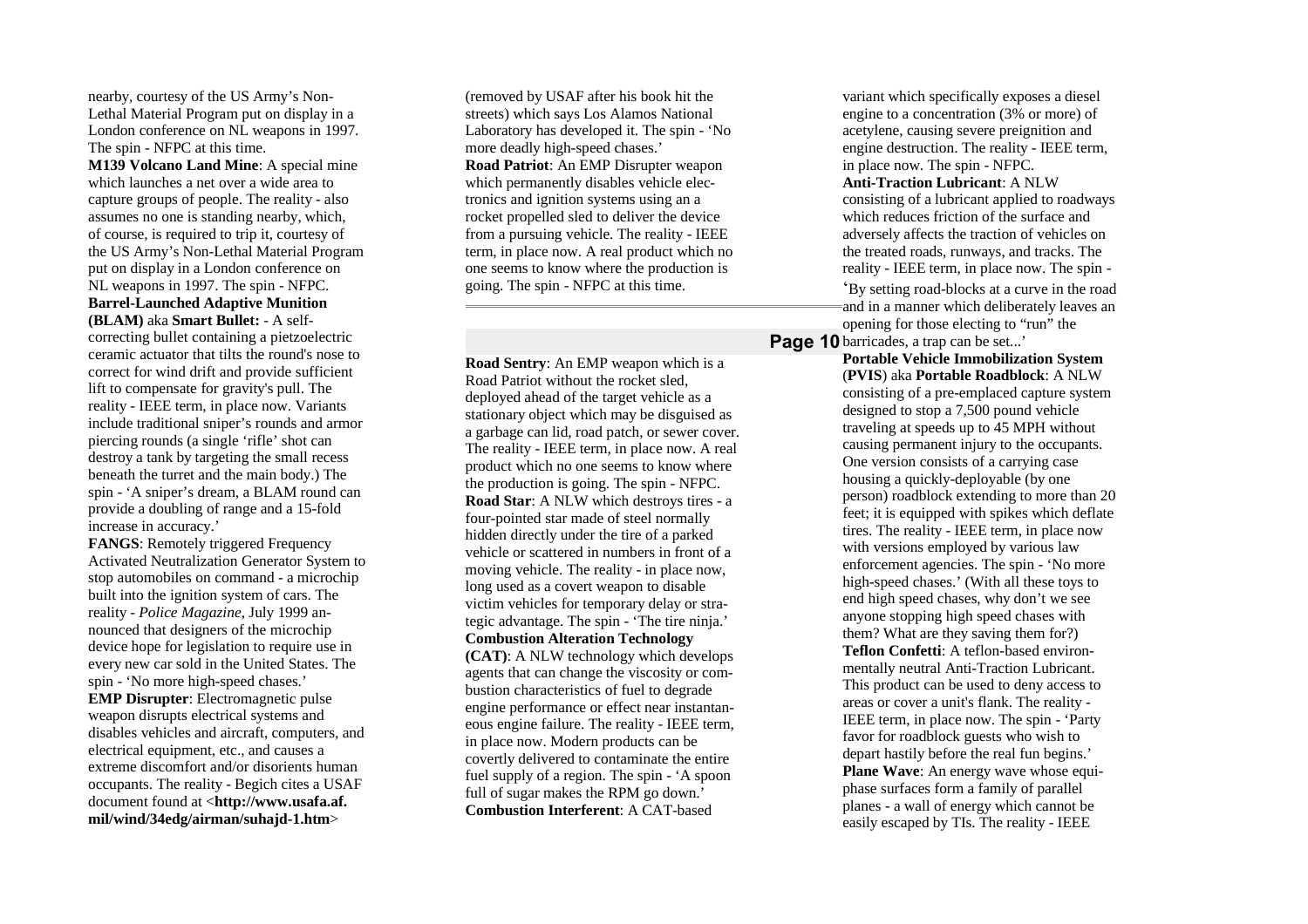nearby, courtesy of the US Army's Non-Lethal Material Program put on display in a London conference on NL weapons in 1997. The spin - NFPC at this time.

**M139 Volcano Land Mine**: A special mine which launches a net over a wide area to capture groups of people. The reality - also assumes no one is standing nearby, which, of course, is required to trip it, courtesy of the US Army's Non-Lethal Material Program put on display in a London conference on NL weapons in 1997. The spin - NFPC.

**Barrel-Launched Adaptive Munition (BLAM)** aka **Smart Bullet:** - A self-correcting bullet containing a pietzoelectric ceramic actuator that tilts the round's nose to correct for wind drift and provide sufficient lift to compensate for gravity's pull. The reality - IEEE term, in place now. Variants include traditional sniper's rounds and armor piercing rounds (a single 'rifle' shot can destroy a tank by targeting the small recess beneath the turret and the main body.) The spin - 'A sniper's dream, a BLAM round can provide a doubling of range and a 15-fold increase in accuracy.'

**FANGS**: Remotely triggered Frequency Activated Neutralization Generator System to stop automobiles on command - a microchip built into the ignition system of cars. The reality - *Police Magazine*, July 1999 announced that designers of the microchip device hope for legislation to require use in every new car sold in the United States. The spin - 'No more high-speed chases.'

**EMP Disrupter**: Electromagnetic pulse weapon disrupts electrical systems and disables vehicles and aircraft, computers, and electrical equipment, etc., and causes a extreme discomfort and/or disorients human occupants. The reality - Begich cites a USAF document found at <**http://www.usafa.af.mil/wind/34edg/airman/suhajd-1.htm**> (removed by USAF after his book hit the streets) which says Los Alamos National Laboratory has developed it. The spin - 'No more deadly high-speed chases.'

**Road Patriot**: An EMP Disrupter weapon which permanently disables vehicle electronics and ignition systems using an a rocket propelled sled to deliver the device from a pursuing vehicle. The reality - IEEE term, in place now. A real product which no one seems to know where the production is going. The spin - NFPC at this time.

**Road Sentry**: An EMP weapon which is a Road Patriot without the rocket sled, deployed ahead of the target vehicle as a stationary object which may be disguised as a garbage can lid, road patch, or sewer cover. The reality - IEEE term, in place now. A real product which no one seems to know where the production is going. The spin - NFPC.

**Road Star**: A NLW which destroys tires - a four-pointed star made of steel normally hidden directly under the tire of a parked vehicle or scattered in numbers in front of a moving vehicle. The reality - in place now, long used as a covert weapon to disable victim vehicles for temporary delay or strategic advantage. The spin - 'The tire ninja.'

**Combustion Alteration Technology (CAT)**: A NLW technology which develops agents that can change the viscosity or combustion characteristics of fuel to degrade engine performance or effect near instantaneous engine failure. The reality - IEEE term, in place now. Modern products can be covertly delivered to contaminate the entire fuel supply of a region. The spin - 'A spoon full of sugar makes the RPM go down.'

**Combustion Interferent**: A CAT-based variant which specifically exposes a diesel engine to a concentration (3% or more) of acetylene, causing severe preignition and engine destruction. The reality - IEEE term, in place now. The spin - NFPC.

**Anti-Traction Lubricant**: A NLW consisting of a lubricant applied to roadways which reduces friction of the surface and adversely affects the traction of vehicles on the treated roads, runways, and tracks. The reality - IEEE term, in place now. The spin - 'By setting road-blocks at a curve in the road and in a manner which deliberately leaves an opening for those electing to "run" the barricades, a trap can be set...'

**Portable Vehicle Immobilization System** (**PVIS**) aka **Portable Roadblock**: A NLW consisting of a pre-emplaced capture system designed to stop a 7,500 pound vehicle traveling at speeds up to 45 MPH without causing permanent injury to the occupants. One version consists of a carrying case housing a quickly-deployable (by one person) roadblock extending to more than 20 feet; it is equipped with spikes which deflate tires. The reality - IEEE term, in place now with versions employed by various law enforcement agencies. The spin - 'No more high-speed chases.' (With all these toys to end high speed chases, why don't we see anyone stopping high speed chases with them? What are they saving them for?)

**Teflon Confetti**: A teflon-based environmentally neutral Anti-Traction Lubricant. This product can be used to deny access to areas or cover a unit's flank. The reality - IEEE term, in place now. The spin - 'Party favor for roadblock guests who wish to depart hastily before the real fun begins.'

**Plane Wave**: An energy wave whose equiphase surfaces form a family of parallel planes - a wall of energy which cannot be easily escaped by TIs. The reality - IEEE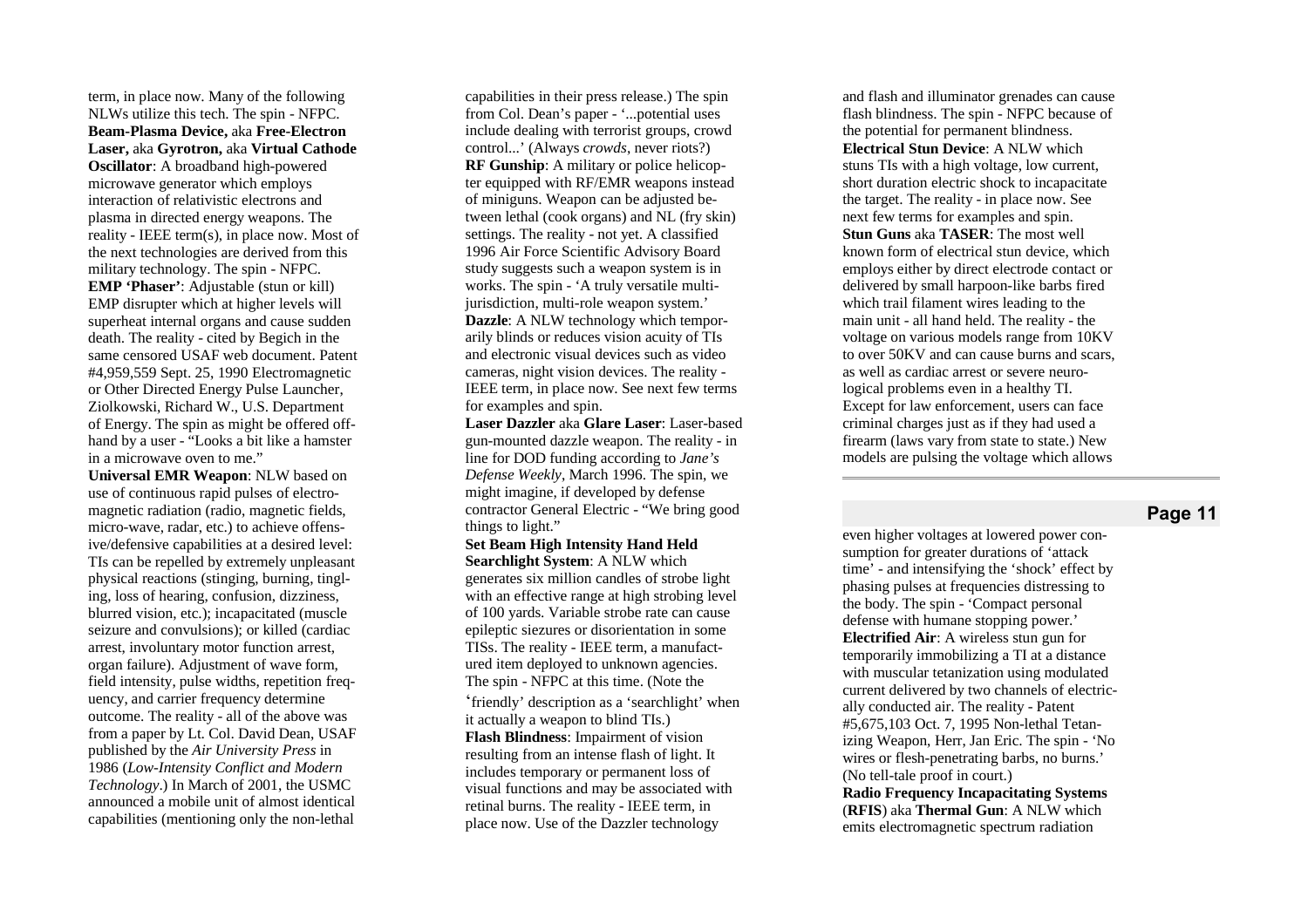term, in place now. Many of the following NLWs utilize this tech. The spin - NFPC.

**Beam-Plasma Device,** aka **Free-Electron Laser,** aka **Gyrotron,** aka **Virtual Cathode Oscillator**: A broadband high-powered microwave generator which employs interaction of relativistic electrons and plasma in directed energy weapons. The reality - IEEE term(s), in place now. Most of the next technologies are derived from this military technology. The spin - NFPC.

**EMP 'Phaser'**: Adjustable (stun or kill) EMP disrupter which at higher levels will superheat internal organs and cause sudden death. The reality - cited by Begich in the same censored USAF web document. Patent #4,959,559 Sept. 25, 1990 Electromagnetic or Other Directed Energy Pulse Launcher, Ziolkowski, Richard W., U.S. Department of Energy. The spin as might be offered off-hand by a user - "Looks a bit like a hamster in a microwave oven to me."

**Universal EMR Weapon**: NLW based on use of continuous rapid pulses of electromagnetic radiation (radio, magnetic fields, micro-wave, radar, etc.) to achieve offensive/defensive capabilities at a desired level: TIs can be repelled by extremely unpleasant physical reactions (stinging, burning, tingling, loss of hearing, confusion, dizziness, blurred vision, etc.); incapacitated (muscle seizure and convulsions); or killed (cardiac arrest, involuntary motor function arrest, organ failure). Adjustment of wave form, field intensity, pulse widths, repetition frequency, and carrier frequency determine outcome. The reality - all of the above was from a paper by Lt. Col. David Dean, USAF published by the *Air University Press* in 1986 (*Low-Intensity Conflict and Modern Technology*.) In March of 2001, the USMC announced a mobile unit of almost identical capabilities (mentioning only the non-lethal capabilities in their press release.) The spin from Col. Dean's paper - '...potential uses include dealing with terrorist groups, crowd control...' (Always *crowds*, never riots?)

**RF Gunship**: A military or police helicopter equipped with RF/EMR weapons instead of miniguns. Weapon can be adjusted between lethal (cook organs) and NL (fry skin) settings. The reality - not yet. A classified 1996 Air Force Scientific Advisory Board study suggests such a weapon system is in works. The spin - 'A truly versatile multi-jurisdiction, multi-role weapon system.'

**Dazzle**: A NLW technology which temporarily blinds or reduces vision acuity of TIs and electronic visual devices such as video cameras, night vision devices. The reality - IEEE term, in place now. See next few terms for examples and spin.

**Laser Dazzler** aka **Glare Laser**: Laser-based gun-mounted dazzle weapon. The reality - in line for DOD funding according to *Jane's Defense Weekly*, March 1996. The spin, we might imagine, if developed by defense contractor General Electric - "We bring good things to light."

**Set Beam High Intensity Hand Held Searchlight System**: A NLW which generates six million candles of strobe light with an effective range at high strobing level of 100 yards. Variable strobe rate can cause epileptic siezures or disorientation in some TISs. The reality - IEEE term, a manufactured item deployed to unknown agencies. The spin - NFPC at this time. (Note the 'friendly' description as a 'searchlight' when it actually a weapon to blind TIs.)

**Flash Blindness**: Impairment of vision resulting from an intense flash of light. It includes temporary or permanent loss of visual functions and may be associated with retinal burns. The reality - IEEE term, in place now. Use of the Dazzler technology and flash and illuminator grenades can cause flash blindness. The spin - NFPC because of the potential for permanent blindness.

**Electrical Stun Device**: A NLW which stuns TIs with a high voltage, low current, short duration electric shock to incapacitate the target. The reality - in place now. See next few terms for examples and spin.

**Stun Guns** aka **TASER**: The most well known form of electrical stun device, which employs either by direct electrode contact or delivered by small harpoon-like barbs fired which trail filament wires leading to the main unit - all hand held. The reality - the voltage on various models range from 10KV to over 50KV and can cause burns and scars, as well as cardiac arrest or severe neurological problems even in a healthy TI. Except for law enforcement, users can face criminal charges just as if they had used a firearm (laws vary from state to state.) New models are pulsing the voltage which allows even higher voltages at lowered power consumption for greater durations of 'attack time' - and intensifying the 'shock' effect by phasing pulses at frequencies distressing to the body. The spin - 'Compact personal defense with humane stopping power.'

**Electrified Air**: A wireless stun gun for temporarily immobilizing a TI at a distance with muscular tetanization using modulated current delivered by two channels of electrically conducted air. The reality - Patent #5,675,103 Oct. 7, 1995 Non-lethal Tetanizing Weapon, Herr, Jan Eric. The spin - 'No wires or flesh-penetrating barbs, no burns.' (No tell-tale proof in court.)

**Radio Frequency Incapacitating Systems** (**RFIS**) aka **Thermal Gun**: A NLW which emits electromagnetic spectrum radiation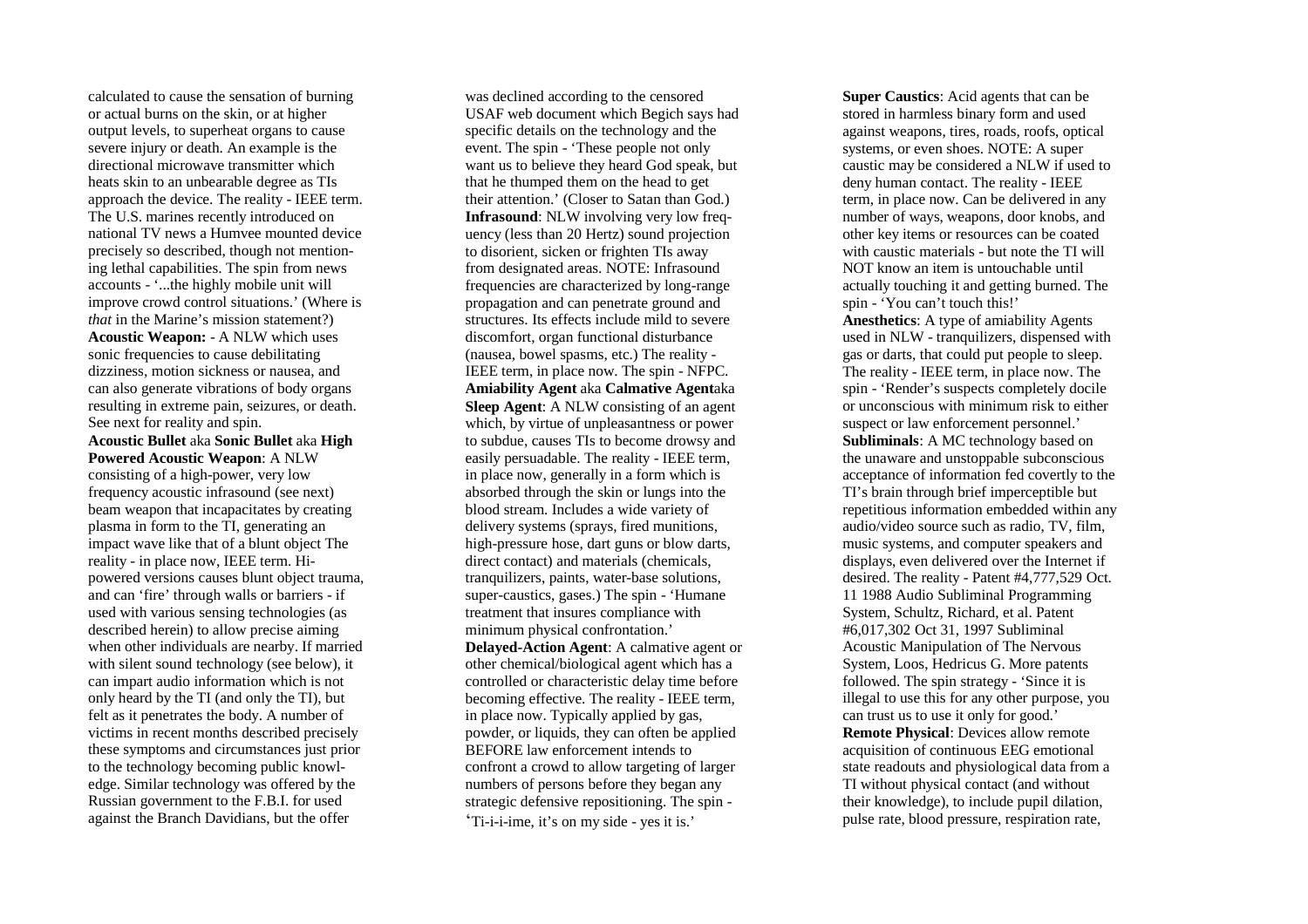calculated to cause the sensation of burning or actual burns on the skin, or at higher output levels, to superheat organs to cause severe injury or death. An example is the directional microwave transmitter which heats skin to an unbearable degree as TIs approach the device. The reality - IEEE term. The U.S. marines recently introduced on national TV news a Humvee mounted device precisely so described, though not mentioning lethal capabilities. The spin from news accounts - '...the highly mobile unit will improve crowd control situations.' (Where is *that* in the Marine's mission statement?)

**Acoustic Weapon:** - A NLW which uses sonic frequencies to cause debilitating dizziness, motion sickness or nausea, and can also generate vibrations of body organs resulting in extreme pain, seizures, or death. See next for reality and spin.

**Acoustic Bullet** aka **Sonic Bullet** aka **High Powered Acoustic Weapon**: A NLW consisting of a high-power, very low frequency acoustic infrasound (see next) beam weapon that incapacitates by creating plasma in form to the TI, generating an impact wave like that of a blunt object The reality - in place now, IEEE term. Hi-powered versions causes blunt object trauma, and can 'fire' through walls or barriers - if used with various sensing technologies (as described herein) to allow precise aiming when other individuals are nearby. If married with silent sound technology (see below), it can impart audio information which is not only heard by the TI (and only the TI), but felt as it penetrates the body. A number of victims in recent months described precisely these symptoms and circumstances just prior to the technology becoming public knowledge. Similar technology was offered by the Russian government to the F.B.I. for used against the Branch Davidians, but the offer was declined according to the censored USAF web document which Begich says had specific details on the technology and the event. The spin - 'These people not only want us to believe they heard God speak, but that he thumped them on the head to get their attention.' (Closer to Satan than God.)

**Infrasound**: NLW involving very low frequency (less than 20 Hertz) sound projection to disorient, sicken or frighten TIs away from designated areas. NOTE: Infrasound frequencies are characterized by long-range propagation and can penetrate ground and structures. Its effects include mild to severe discomfort, organ functional disturbance (nausea, bowel spasms, etc.) The reality - IEEE term, in place now. The spin - NFPC.

**Amiability Agent** aka **Calmative Agent**aka **Sleep Agent**: A NLW consisting of an agent which, by virtue of unpleasantness or power to subdue, causes TIs to become drowsy and easily persuadable. The reality - IEEE term, in place now, generally in a form which is absorbed through the skin or lungs into the blood stream. Includes a wide variety of delivery systems (sprays, fired munitions, high-pressure hose, dart guns or blow darts, direct contact) and materials (chemicals, tranquilizers, paints, water-base solutions, super-caustics, gases.) The spin - 'Humane treatment that insures compliance with minimum physical confrontation.'

**Delayed-Action Agent**: A calmative agent or other chemical/biological agent which has a controlled or characteristic delay time before becoming effective. The reality - IEEE term, in place now. Typically applied by gas, powder, or liquids, they can often be applied BEFORE law enforcement intends to confront a crowd to allow targeting of larger numbers of persons before they began any strategic defensive repositioning. The spin - 'Ti-i-i-ime, it's on my side - yes it is.'

**Super Caustics**: Acid agents that can be stored in harmless binary form and used against weapons, tires, roads, roofs, optical systems, or even shoes. NOTE: A super caustic may be considered a NLW if used to deny human contact. The reality - IEEE term, in place now. Can be delivered in any number of ways, weapons, door knobs, and other key items or resources can be coated with caustic materials - but note the TI will NOT know an item is untouchable until actually touching it and getting burned. The spin - 'You can't touch this!'

**Anesthetics**: A type of amiability Agents used in NLW - tranquilizers, dispensed with gas or darts, that could put people to sleep. The reality - IEEE term, in place now. The spin - 'Render's suspects completely docile or unconscious with minimum risk to either suspect or law enforcement personnel.'

**Subliminals**: A MC technology based on the unaware and unstoppable subconscious acceptance of information fed covertly to the TI's brain through brief imperceptible but repetitious information embedded within any audio/video source such as radio, TV, film, music systems, and computer speakers and displays, even delivered over the Internet if desired. The reality - Patent #4,777,529 Oct. 11 1988 Audio Subliminal Programming System, Schultz, Richard, et al. Patent #6,017,302 Oct 31, 1997 Subliminal Acoustic Manipulation of The Nervous System, Loos, Hedricus G. More patents followed. The spin strategy - 'Since it is illegal to use this for any other purpose, you can trust us to use it only for good.'

**Remote Physical**: Devices allow remote acquisition of continuous EEG emotional state readouts and physiological data from a TI without physical contact (and without their knowledge), to include pupil dilation, pulse rate, blood pressure, respiration rate,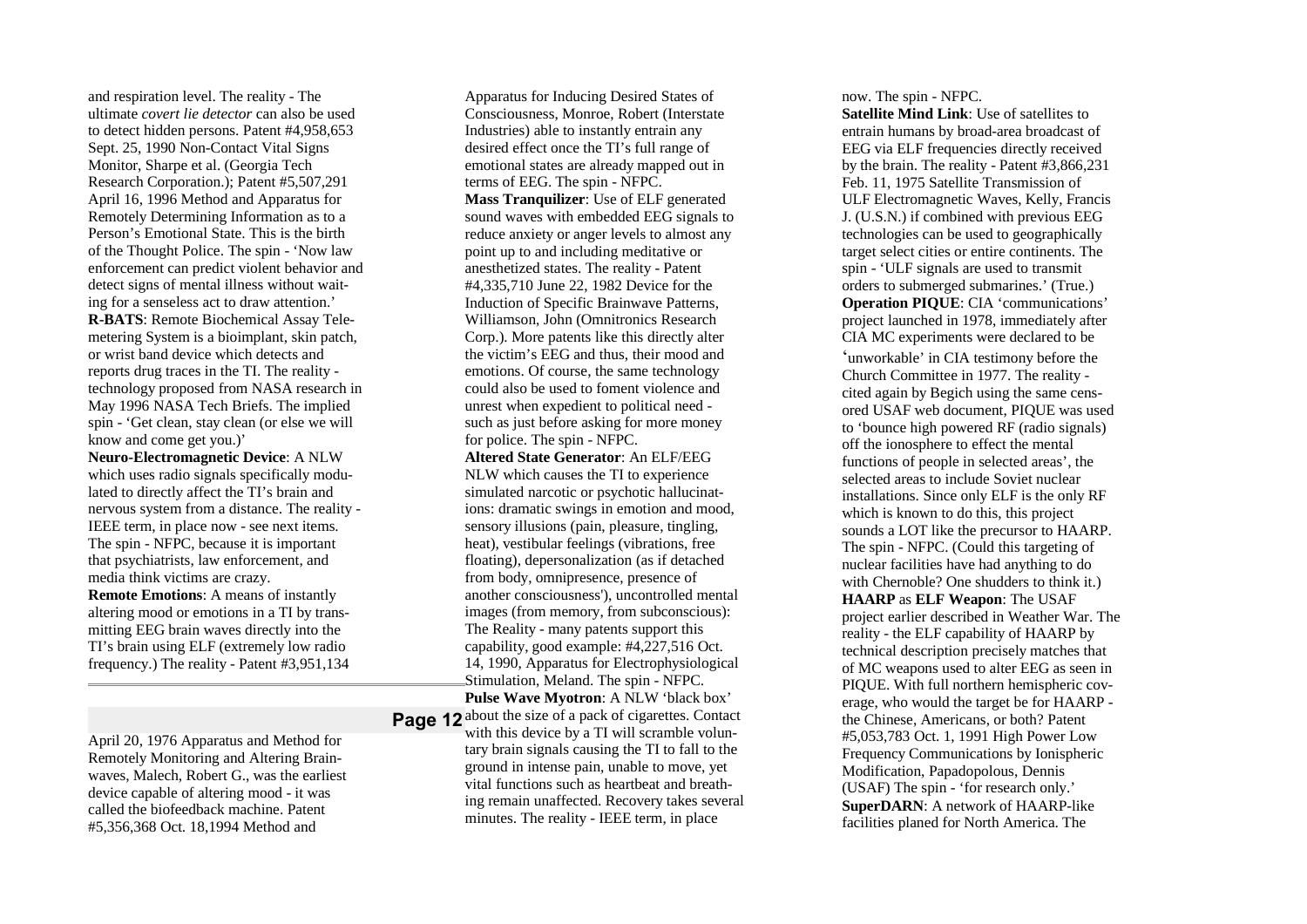and respiration level. The reality - The ultimate *covert lie detector* can also be used to detect hidden persons. Patent #4,958,653 Sept. 25, 1990 Non-Contact Vital Signs Monitor, Sharpe et al. (Georgia Tech Research Corporation.); Patent #5,507,291 April 16, 1996 Method and Apparatus for Remotely Determining Information as to a Person's Emotional State. This is the birth of the Thought Police. The spin - 'Now law enforcement can predict violent behavior and detect signs of mental illness without waiting for a senseless act to draw attention.'

**R-BATS**: Remote Biochemical Assay Telemetering System is a bioimplant, skin patch, or wrist band device which detects and reports drug traces in the TI. The reality - technology proposed from NASA research in May 1996 NASA Tech Briefs. The implied spin - 'Get clean, stay clean (or else we will know and come get you.)'

**Neuro-Electromagnetic Device**: A NLW which uses radio signals specifically modulated to directly affect the TI's brain and nervous system from a distance. The reality - IEEE term, in place now - see next items. The spin - NFPC, because it is important that psychiatrists, law enforcement, and media think victims are crazy.

**Remote Emotions**: A means of instantly altering mood or emotions in a TI by transmitting EEG brain waves directly into the TI's brain using ELF (extremely low radio frequency.) The reality - Patent #3,951,134 April 20, 1976 Apparatus and Method for Remotely Monitoring and Altering Brainwaves, Malech, Robert G., was the earliest device capable of altering mood - it was called the biofeedback machine. Patent #5,356,368 Oct. 18,1994 Method and Apparatus for Inducing Desired States of Consciousness, Monroe, Robert (Interstate Industries) able to instantly entrain any desired effect once the TI's full range of emotional states are already mapped out in terms of EEG. The spin - NFPC.

**Mass Tranquilizer**: Use of ELF generated sound waves with embedded EEG signals to reduce anxiety or anger levels to almost any point up to and including meditative or anesthetized states. The reality - Patent #4,335,710 June 22, 1982 Device for the Induction of Specific Brainwave Patterns, Williamson, John (Omnitronics Research Corp.). More patents like this directly alter the victim's EEG and thus, their mood and emotions. Of course, the same technology could also be used to foment violence and unrest when expedient to political need - such as just before asking for more money for police. The spin - NFPC.

**Altered State Generator**: An ELF/EEG NLW which causes the TI to experience simulated narcotic or psychotic hallucinations: dramatic swings in emotion and mood, sensory illusions (pain, pleasure, tingling, heat), vestibular feelings (vibrations, free floating), depersonalization (as if detached from body, omnipresence, presence of another consciousness'), uncontrolled mental images (from memory, from subconscious): The Reality - many patents support this capability, good example: #4,227,516 Oct. 14, 1990, Apparatus for Electrophysiological Stimulation, Meland. The spin - NFPC.

**Pulse Wave Myotron**: A NLW 'black box' about the size of a pack of cigarettes. Contact with this device by a TI will scramble voluntary brain signals causing the TI to fall to the ground in intense pain, unable to move, yet vital functions such as heartbeat and breathing remain unaffected. Recovery takes several minutes. The reality - IEEE term, in place now. The spin - NFPC.

**Satellite Mind Link**: Use of satellites to entrain humans by broad-area broadcast of EEG via ELF frequencies directly received by the brain. The reality - Patent #3,866,231 Feb. 11, 1975 Satellite Transmission of ULF Electromagnetic Waves, Kelly, Francis J. (U.S.N.) if combined with previous EEG technologies can be used to geographically target select cities or entire continents. The spin - 'ULF signals are used to transmit orders to submerged submarines.' (True.)

**Operation PIQUE**: CIA 'communications' project launched in 1978, immediately after CIA MC experiments were declared to be 'unworkable' in CIA testimony before the Church Committee in 1977. The reality - cited again by Begich using the same censored USAF web document, PIQUE was used to 'bounce high powered RF (radio signals) off the ionosphere to effect the mental functions of people in selected areas', the selected areas to include Soviet nuclear installations. Since only ELF is the only RF which is known to do this, this project sounds a LOT like the precursor to HAARP. The spin - NFPC. (Could this targeting of nuclear facilities have had anything to do with Chernoble? One shudders to think it.)

**HAARP** as **ELF Weapon**: The USAF project earlier described in Weather War. The reality - the ELF capability of HAARP by technical description precisely matches that of MC weapons used to alter EEG as seen in PIQUE. With full northern hemispheric coverage, who would the target be for HAARP - the Chinese, Americans, or both? Patent #5,053,783 Oct. 1, 1991 High Power Low Frequency Communications by Ionispheric Modification, Papadopolous, Dennis (USAF) The spin - 'for research only.'

**SuperDARN**: A network of HAARP-like facilities planed for North America. The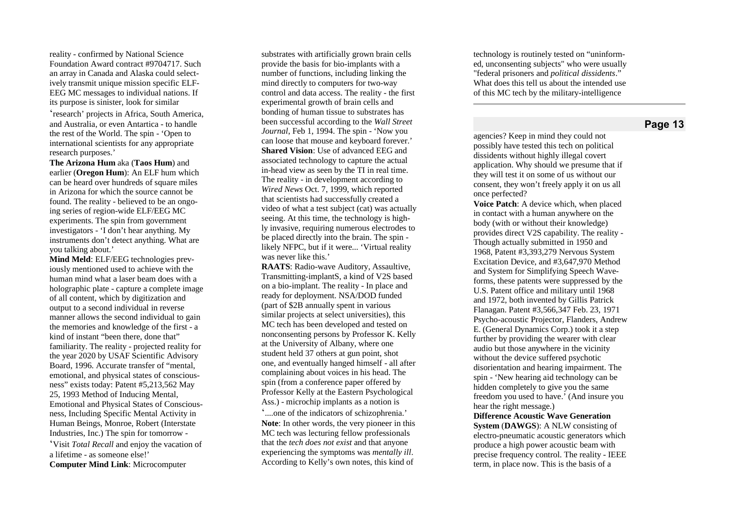reality - confirmed by National Science Foundation Award contract #9704717. Such an array in Canada and Alaska could selectively transmit unique mission specific ELF-EEG MC messages to individual nations. If its purpose is sinister, look for similar 'research' projects in Africa, South America, and Australia, or even Antartica - to handle the rest of the World. The spin - 'Open to international scientists for any appropriate research purposes.'

**The Arizona Hum** aka (**Taos Hum**) and earlier (**Oregon Hum**): An ELF hum which can be heard over hundreds of square miles in Arizona for which the source cannot be found. The reality - believed to be an ongoing series of region-wide ELF/EEG MC experiments. The spin from government investigators - 'I don't hear anything. My instruments don't detect anything. What are you talking about.'

**Mind Meld**: ELF/EEG technologies previously mentioned used to achieve with the human mind what a laser beam does with a holographic plate - capture a complete image of all content, which by digitization and output to a second individual in reverse manner allows the second individual to gain the memories and knowledge of the first - a kind of instant "been there, done that" familiarity. The reality - projected reality for the year 2020 by USAF Scientific Advisory Board, 1996. Accurate transfer of "mental, emotional, and physical states of consciousness" exists today: Patent #5,213,562 May 25, 1993 Method of Inducing Mental, Emotional and Physical States of Consciousness, Including Specific Mental Activity in Human Beings, Monroe, Robert (Interstate Industries, Inc.) The spin for tomorrow - 'Visit *Total Recall* and enjoy the vacation of a lifetime - as someone else!'

**Computer Mind Link**: Microcomputer substrates with artificially grown brain cells provide the basis for bio-implants with a number of functions, including linking the mind directly to computers for two-way control and data access. The reality - the first experimental growth of brain cells and bonding of human tissue to substrates has been successful according to the *Wall Street Journal*, Feb 1, 1994. The spin - 'Now you can loose that mouse and keyboard forever.'

**Shared Vision**: Use of advanced EEG and associated technology to capture the actual in-head view as seen by the TI in real time. The reality - in development according to *Wired News* Oct. 7, 1999, which reported that scientists had successfully created a video of what a test subject (cat) was actually seeing. At this time, the technology is highly invasive, requiring numerous electrodes to be placed directly into the brain. The spin - likely NFPC, but if it were... 'Virtual reality was never like this.'

**RAATS**: Radio-wave Auditory, Assaultive, Transmitting-implantS, a kind of V2S based on a bio-implant. The reality - In place and ready for deployment. NSA/DOD funded (part of $2B annually spent in various similar projects at select universities), this MC tech has been developed and tested on nonconsenting persons by Professor K. Kelly at the University of Albany, where one student held 37 others at gun point, shot one, and eventually hanged himself - all after complaining about voices in his head. The spin (from a conference paper offered by Professor Kelly at the Eastern Psychological Ass.) - microchip implants as a notion is '....one of the indicators of schizophrenia.'

**Note**: In other words, the very pioneer in this MC tech was lecturing fellow professionals that the *tech does not exist* and that anyone experiencing the symptoms was *mentally ill*. According to Kelly's own notes, this kind of technology is routinely tested on "uninformed, unconsenting subjects" who were usually "federal prisoners and *political dissidents*." What does this tell us about the intended use of this MC tech by the military-intelligence agencies? Keep in mind they could not possibly have tested this tech on political dissidents without highly illegal covert application. Why should we presume that if they will test it on some of us without our consent, they won't freely apply it on us all once perfected?

**Voice Patch**: A device which, when placed in contact with a human anywhere on the body (with or without their knowledge) provides direct V2S capability. The reality - Though actually submitted in 1950 and 1968, Patent #3,393,279 Nervous System Excitation Device, and #3,647,970 Method and System for Simplifying Speech Waveforms, these patents were suppressed by the U.S. Patent office and military until 1968 and 1972, both invented by Gillis Patrick Flanagan. Patent #3,566,347 Feb. 23, 1971 Psycho-acoustic Projector, Flanders, Andrew E. (General Dynamics Corp.) took it a step further by providing the wearer with clear audio but those anywhere in the vicinity without the device suffered psychotic disorientation and hearing impairment. The spin - 'New hearing aid technology can be hidden completely to give you the same freedom you used to have.' (And insure you hear the right message.)

**Difference Acoustic Wave Generation System** (**DAWGS**): A NLW consisting of electro-pneumatic acoustic generators which produce a high power acoustic beam with precise frequency control. The reality - IEEE term, in place now. This is the basis of a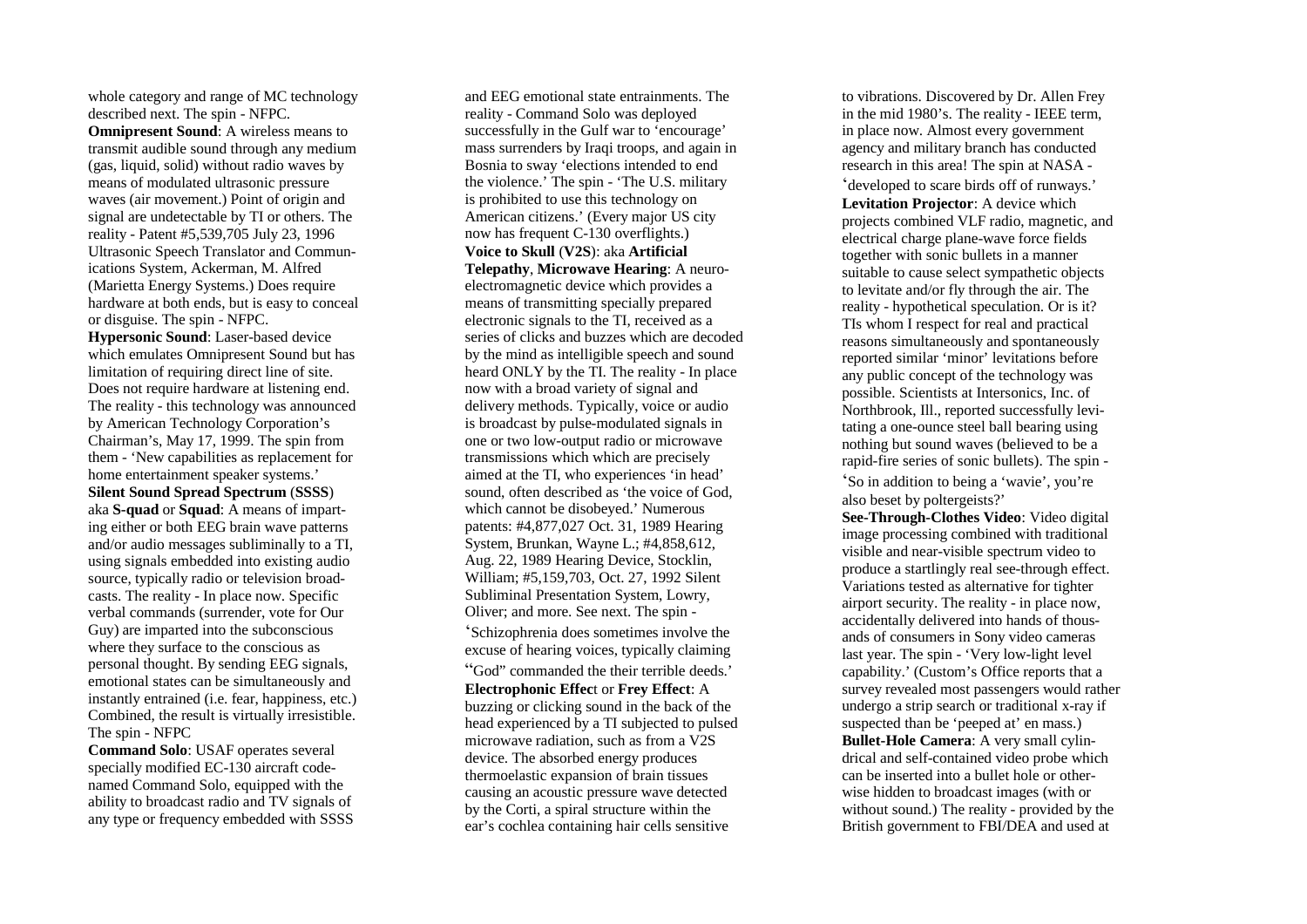whole category and range of MC technology described next. The spin - NFPC.

**Omnipresent Sound**: A wireless means to transmit audible sound through any medium (gas, liquid, solid) without radio waves by means of modulated ultrasonic pressure waves (air movement.) Point of origin and signal are undetectable by TI or others. The reality - Patent #5,539,705 July 23, 1996 Ultrasonic Speech Translator and Communications System, Ackerman, M. Alfred (Marietta Energy Systems.) Does require hardware at both ends, but is easy to conceal or disguise. The spin - NFPC.

**Hypersonic Sound**: Laser-based device which emulates Omnipresent Sound but has limitation of requiring direct line of site. Does not require hardware at listening end. The reality - this technology was announced by American Technology Corporation's Chairman's, May 17, 1999. The spin from them - 'New capabilities as replacement for home entertainment speaker systems.'

**Silent Sound Spread Spectrum** (**SSSS**) aka **S-quad** or **Squad**: A means of imparting either or both EEG brain wave patterns and/or audio messages subliminally to a TI, using signals embedded into existing audio source, typically radio or television broadcasts. The reality - In place now. Specific verbal commands (surrender, vote for Our Guy) are imparted into the subconscious where they surface to the conscious as personal thought. By sending EEG signals, emotional states can be simultaneously and instantly entrained (i.e. fear, happiness, etc.) Combined, the result is virtually irresistible. The spin - NFPC

**Command Solo**: USAF operates several specially modified EC-130 aircraft code-named Command Solo, equipped with the ability to broadcast radio and TV signals of any type or frequency embedded with SSSS and EEG emotional state entrainments. The reality - Command Solo was deployed successfully in the Gulf war to 'encourage' mass surrenders by Iraqi troops, and again in Bosnia to sway 'elections intended to end the violence.' The spin - 'The U.S. military is prohibited to use this technology on American citizens.' (Every major US city now has frequent C-130 overflights.)

**Voice to Skull** (**V2S**): aka **Artificial Telepathy**, **Microwave Hearing**: A neuro-electromagnetic device which provides a means of transmitting specially prepared electronic signals to the TI, received as a series of clicks and buzzes which are decoded by the mind as intelligible speech and sound heard ONLY by the TI. The reality - In place now with a broad variety of signal and delivery methods. Typically, voice or audio is broadcast by pulse-modulated signals in one or two low-output radio or microwave transmissions which which are precisely aimed at the TI, who experiences 'in head' sound, often described as 'the voice of God, which cannot be disobeyed.' Numerous patents: #4,877,027 Oct. 31, 1989 Hearing System, Brunkan, Wayne L.; #4,858,612, Aug. 22, 1989 Hearing Device, Stocklin, William; #5,159,703, Oct. 27, 1992 Silent Subliminal Presentation System, Lowry, Oliver; and more. See next. The spin - 'Schizophrenia does sometimes involve the excuse of hearing voices, typically claiming "God" commanded the their terrible deeds.'

**Electrophonic Effect** or **Frey Effect**: A buzzing or clicking sound in the back of the head experienced by a TI subjected to pulsed microwave radiation, such as from a V2S device. The absorbed energy produces thermoelastic expansion of brain tissues causing an acoustic pressure wave detected by the Corti, a spiral structure within the ear's cochlea containing hair cells sensitive to vibrations. Discovered by Dr. Allen Frey in the mid 1980's. The reality - IEEE term, in place now. Almost every government agency and military branch has conducted research in this area! The spin at NASA - 'developed to scare birds off of runways.'

**Levitation Projector**: A device which projects combined VLF radio, magnetic, and electrical charge plane-wave force fields together with sonic bullets in a manner suitable to cause select sympathetic objects to levitate and/or fly through the air. The reality - hypothetical speculation. Or is it? TIs whom I respect for real and practical reasons simultaneously and spontaneously reported similar 'minor' levitations before any public concept of the technology was possible. Scientists at Intersonics, Inc. of Northbrook, Ill., reported successfully levitating a one-ounce steel ball bearing using nothing but sound waves (believed to be a rapid-fire series of sonic bullets). The spin - 'So in addition to being a 'wavie', you're also beset by poltergeists?'

**See-Through-Clothes Video**: Video digital image processing combined with traditional visible and near-visible spectrum video to produce a startlingly real see-through effect. Variations tested as alternative for tighter airport security. The reality - in place now, accidentally delivered into hands of thousands of consumers in Sony video cameras last year. The spin - 'Very low-light level capability.' (Custom's Office reports that a survey revealed most passengers would rather undergo a strip search or traditional x-ray if suspected than be 'peeped at' en mass.)

**Bullet-Hole Camera**: A very small cylindrical and self-contained video probe which can be inserted into a bullet hole or otherwise hidden to broadcast images (with or without sound.) The reality - provided by the British government to FBI/DEA and used at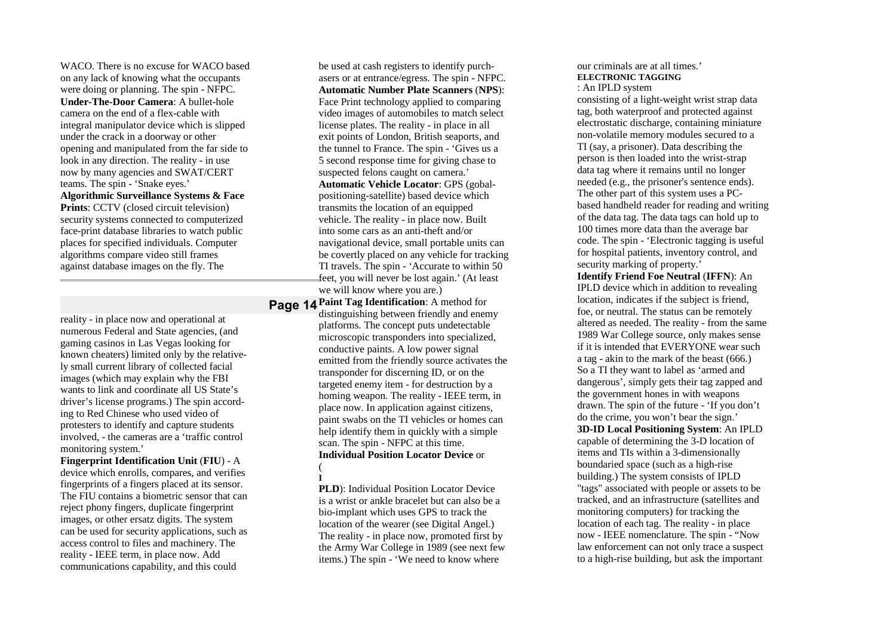WACO. There is no excuse for WACO based on any lack of knowing what the occupants were doing or planning. The spin - NFPC.

**Under-The-Door Camera**: A bullet-hole camera on the end of a flex-cable with integral manipulator device which is slipped under the crack in a doorway or other opening and manipulated from the far side to look in any direction. The reality - in use now by many agencies and SWAT/CERT teams. The spin - 'Snake eyes.'

**Algorithmic Surveillance Systems & Face Prints**: CCTV (closed circuit television) security systems connected to computerized face-print database libraries to watch public places for specified individuals. Computer algorithms compare video still frames against database images on the fly. The reality - in place now and operational at numerous Federal and State agencies, (and gaming casinos in Las Vegas looking for known cheaters) limited only by the relatively small current library of collected facial images (which may explain why the FBI wants to link and coordinate all US State's driver's license programs.) The spin according to Red Chinese who used video of protesters to identify and capture students involved, - the cameras are a 'traffic control monitoring system.'

**Fingerprint Identification Unit** (**FIU**) - A device which enrolls, compares, and verifies fingerprints of a fingers placed at its sensor. The FIU contains a biometric sensor that can reject phony fingers, duplicate fingerprint images, or other ersatz digits. The system can be used for security applications, such as access control to files and machinery. The reality - IEEE term, in place now. Add communications capability, and this could be used at cash registers to identify purchasers or at entrance/egress. The spin - NFPC.

**Automatic Number Plate Scanners** (**NPS**): Face Print technology applied to comparing video images of automobiles to match select license plates. The reality - in place in all exit points of London, British seaports, and the tunnel to France. The spin - 'Gives us a 5 second response time for giving chase to suspected felons caught on camera.'

**Automatic Vehicle Locator**: GPS (gobal-positioning-satellite) based device which transmits the location of an equipped vehicle. The reality - in place now. Built into some cars as an anti-theft and/or navigational device, small portable units can be covertly placed on any vehicle for tracking TI travels. The spin - 'Accurate to within 50 feet, you will never be lost again.' (At least we will know where you are.)

**Paint Tag Identification**: A method for distinguishing between friendly and enemy platforms. The concept puts undetectable microscopic transponders into specialized, conductive paints. A low power signal emitted from the friendly source activates the transponder for discerning ID, or on the targeted enemy item - for destruction by a homing weapon. The reality - IEEE term, in place now. In application against citizens, paint swabs on the TI vehicles or homes can help identify them in quickly with a simple scan. The spin - NFPC at this time.

**Individual Position Locator Device** (**IPLD**): Individual Position Locator Device is a wrist or ankle bracelet but can also be a bio-implant which uses GPS to track the location of the wearer (see Digital Angel.) The reality - in place now, promoted first by the Army War College in 1989 (see next few items.) The spin - 'We need to know where our criminals are at all times.'

**ELECTRONIC TAGGING**: An IPLD system consisting of a light-weight wrist strap data tag, both waterproof and protected against electrostatic discharge, containing miniature non-volatile memory modules secured to a TI (say, a prisoner). Data describing the person is then loaded into the wrist-strap data tag where it remains until no longer needed (e.g., the prisoner's sentence ends). The other part of this system uses a PC-based handheld reader for reading and writing of the data tag. The data tags can hold up to 100 times more data than the average bar code. The spin - 'Electronic tagging is useful for hospital patients, inventory control, and security marking of property.'

**Identify Friend Foe Neutral** (**IFFN**): An IPLD device which in addition to revealing location, indicates if the subject is friend, foe, or neutral. The status can be remotely altered as needed. The reality - from the same 1989 War College source, only makes sense if it is intended that EVERYONE wear such a tag - akin to the mark of the beast (666.) So a TI they want to label as 'armed and dangerous', simply gets their tag zapped and the government hones in with weapons drawn. The spin of the future - 'If you don't do the crime, you won't bear the sign.'

**3D-ID Local Positioning System**: An IPLD capable of determining the 3-D location of items and TIs within a 3-dimensionally boundaried space (such as a high-rise building.) The system consists of IPLD "tags" associated with people or assets to be tracked, and an infrastructure (satellites and monitoring computers) for tracking the location of each tag. The reality - in place now - IEEE nomenclature. The spin - "Now law enforcement can not only trace a suspect to a high-rise building, but ask the important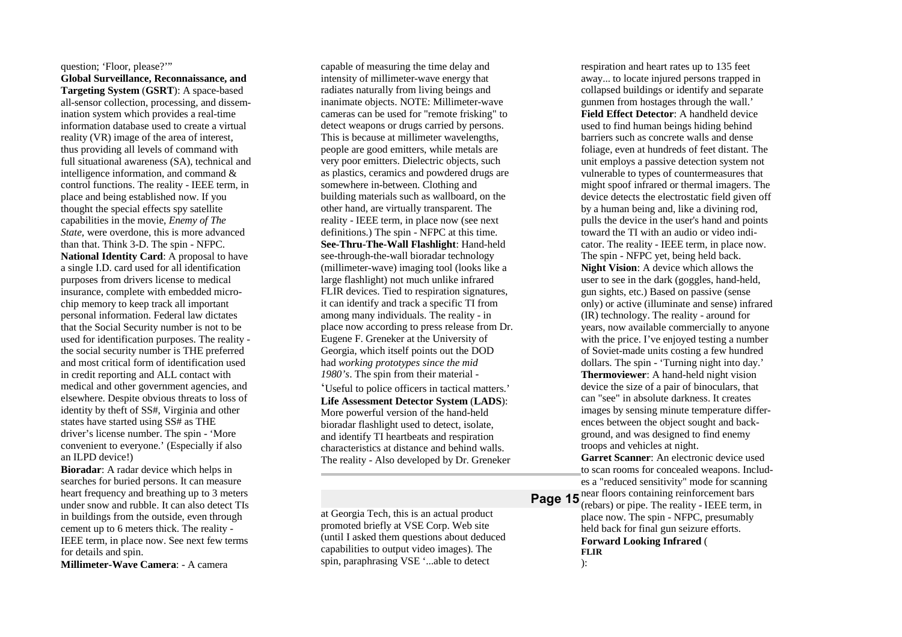question; 'Floor, please?'"

**Global Surveillance, Reconnaissance, and Targeting System** (**GSRT**): A space-based all-sensor collection, processing, and dissemination system which provides a real-time information database used to create a virtual reality (VR) image of the area of interest, thus providing all levels of command with full situational awareness (SA), technical and intelligence information, and command & control functions. The reality - IEEE term, in place and being established now. If you thought the special effects spy satellite capabilities in the movie, *Enemy of The State*, were overdone, this is more advanced than that. Think 3-D. The spin - NFPC.

**National Identity Card**: A proposal to have a single I.D. card used for all identification purposes from drivers license to medical insurance, complete with embedded microchip memory to keep track all important personal information. Federal law dictates that the Social Security number is not to be used for identification purposes. The reality - the social security number is THE preferred and most critical form of identification used in credit reporting and ALL contact with medical and other government agencies, and elsewhere. Despite obvious threats to loss of identity by theft of SS#, Virginia and other states have started using SS# as THE driver's license number. The spin - 'More convenient to everyone.' (Especially if also an ILPD device!)

**Bioradar**: A radar device which helps in searches for buried persons. It can measure heart frequency and breathing up to 3 meters under snow and rubble. It can also detect TIs in buildings from the outside, even through cement up to 6 meters thick. The reality - IEEE term, in place now. See next few terms for details and spin.

**Millimeter-Wave Camera**: - A camera capable of measuring the time delay and intensity of millimeter-wave energy that radiates naturally from living beings and inanimate objects. NOTE: Millimeter-wave cameras can be used for "remote frisking" to detect weapons or drugs carried by persons. This is because at millimeter wavelengths, people are good emitters, while metals are very poor emitters. Dielectric objects, such as plastics, ceramics and powdered drugs are somewhere in-between. Clothing and building materials such as wallboard, on the other hand, are virtually transparent. The reality - IEEE term, in place now (see next definitions.) The spin - NFPC at this time.

**See-Thru-The-Wall Flashlight**: Hand-held see-through-the-wall bioradar technology (millimeter-wave) imaging tool (looks like a large flashlight) not much unlike infrared FLIR devices. Tied to respiration signatures, it can identify and track a specific TI from among many individuals. The reality - in place now according to press release from Dr. Eugene F. Greneker at the University of Georgia, which itself points out the DOD had *working prototypes since the mid 1980's*. The spin from their material - 'Useful to police officers in tactical matters.'

**Life Assessment Detector System** (**LADS**): More powerful version of the hand-held bioradar flashlight used to detect, isolate, and identify TI heartbeats and respiration characteristics at distance and behind walls. The reality - Also developed by Dr. Greneker at Georgia Tech, this is an actual product promoted briefly at VSE Corp. Web site (until I asked them questions about deduced capabilities to output video images). The spin, paraphrasing VSE '...able to detect respiration and heart rates up to 135 feet away... to locate injured persons trapped in collapsed buildings or identify and separate gunmen from hostages through the wall.'

**Field Effect Detector**: A handheld device used to find human beings hiding behind barriers such as concrete walls and dense foliage, even at hundreds of feet distant. The unit employs a passive detection system not vulnerable to types of countermeasures that might spoof infrared or thermal imagers. The device detects the electrostatic field given off by a human being and, like a divining rod, pulls the device in the user's hand and points toward the TI with an audio or video indicator. The reality - IEEE term, in place now. The spin - NFPC yet, being held back.

**Night Vision**: A device which allows the user to see in the dark (goggles, hand-held, gun sights, etc.) Based on passive (sense only) or active (illuminate and sense) infrared (IR) technology. The reality - around for years, now available commercially to anyone with the price. I've enjoyed testing a number of Soviet-made units costing a few hundred dollars. The spin - 'Turning night into day.'

**Thermoviewer**: A hand-held night vision device the size of a pair of binoculars, that can "see" in absolute darkness. It creates images by sensing minute temperature differences between the object sought and background, and was designed to find enemy troops and vehicles at night.

**Garret Scanner**: An electronic device used to scan rooms for concealed weapons. Includes a "reduced sensitivity" mode for scanning near floors containing reinforcement bars (rebars) or pipe. The reality - IEEE term, in place now. The spin - NFPC, presumably held back for final gun seizure efforts.

**Forward Looking Infrared** (**FLIR**):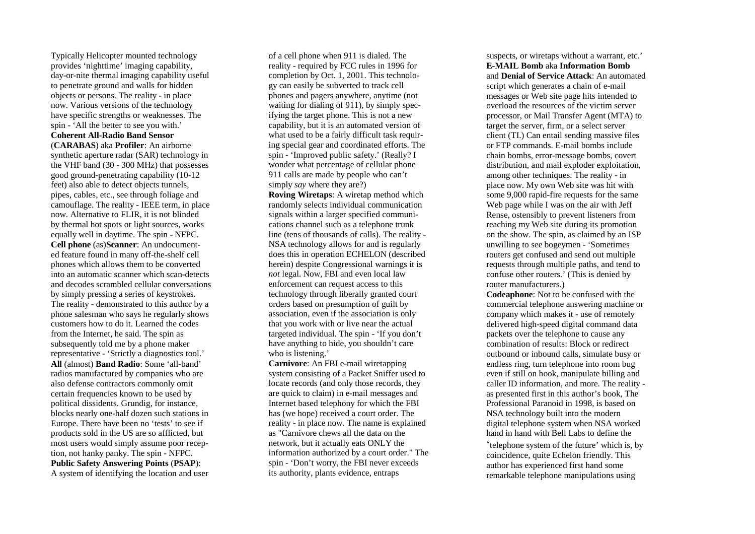Typically Helicopter mounted technology provides 'nighttime' imaging capability, day-or-nite thermal imaging capability useful to penetrate ground and walls for hidden objects or persons. The reality - in place now. Various versions of the technology have specific strengths or weaknesses. The spin - 'All the better to see you with.'

**Coherent All-Radio Band Sensor** (**CARABAS**) aka **Profiler**: An airborne synthetic aperture radar (SAR) technology in the VHF band (30 - 300 MHz) that possesses good ground-penetrating capability (10-12 feet) also able to detect objects tunnels, pipes, cables, etc., see through foliage and camouflage. The reality - IEEE term, in place now. Alternative to FLIR, it is not blinded by thermal hot spots or light sources, works equally well in daytime. The spin - NFPC.

**Cell phone** (as)**Scanner**: An undocumented feature found in many off-the-shelf cell phones which allows them to be converted into an automatic scanner which scan-detects and decodes scrambled cellular conversations by simply pressing a series of keystrokes. The reality - demonstrated to this author by a phone salesman who says he regularly shows customers how to do it. Learned the codes from the Internet, he said. The spin as subsequently told me by a phone maker representative - 'Strictly a diagnostics tool.'

**All** (almost) **Band Radio**: Some 'all-band' radios manufactured by companies who are also defense contractors commonly omit certain frequencies known to be used by political dissidents. Grundig, for instance, blocks nearly one-half dozen such stations in Europe. There have been no 'tests' to see if products sold in the US are so afflicted, but most users would simply assume poor reception, not hanky panky. The spin - NFPC.

**Public Safety Answering Points** (**PSAP**): A system of identifying the location and user of a cell phone when 911 is dialed. The reality - required by FCC rules in 1996 for completion by Oct. 1, 2001. This technology can easily be subverted to track cell phones and pagers anywhere, anytime (not waiting for dialing of 911), by simply specifying the target phone. This is not a new capability, but it is an automated version of what used to be a fairly difficult task requiring special gear and coordinated efforts. The spin - 'Improved public safety.' (Really? I wonder what percentage of cellular phone 911 calls are made by people who can't simply *say* where they are?)

**Roving Wiretaps**: A wiretap method which randomly selects individual communication signals within a larger specified communications channel such as a telephone trunk line (tens of thousands of calls). The reality - NSA technology allows for and is regularly does this in operation ECHELON (described herein) despite Congressional warnings it is *not* legal. Now, FBI and even local law enforcement can request access to this technology through liberally granted court orders based on presumption of guilt by association, even if the association is only that you work with or live near the actual targeted individual. The spin - 'If you don't have anything to hide, you shouldn't care who is listening.'

**Carnivore**: An FBI e-mail wiretapping system consisting of a Packet Sniffer used to locate records (and only those records, they are quick to claim) in e-mail messages and Internet based telephony for which the FBI has (we hope) received a court order. The reality - in place now. The name is explained as "Carnivore chews all the data on the network, but it actually eats ONLY the information authorized by a court order." The spin - 'Don't worry, the FBI never exceeds its authority, plants evidence, entraps suspects, or wiretaps without a warrant, etc.'

**E-MAIL Bomb** aka **Information Bomb** and **Denial of Service Attack**: An automated script which generates a chain of e-mail messages or Web site page hits intended to overload the resources of the victim server processor, or Mail Transfer Agent (MTA) to target the server, firm, or a select server client (TI.) Can entail sending massive files or FTP commands. E-mail bombs include chain bombs, error-message bombs, covert distribution, and mail exploder exploitation, among other techniques. The reality - in place now. My own Web site was hit with some 9,000 rapid-fire requests for the same Web page while I was on the air with Jeff Rense, ostensibly to prevent listeners from reaching my Web site during its promotion on the show. The spin, as claimed by an ISP unwilling to see bogeymen - 'Sometimes routers get confused and send out multiple requests through multiple paths, and tend to confuse other routers.' (This is denied by router manufacturers.)

**Codeaphone**: Not to be confused with the commercial telephone answering machine or company which makes it - use of remotely delivered high-speed digital command data packets over the telephone to cause any combination of results: Block or redirect outbound or inbound calls, simulate busy or endless ring, turn telephone into room bug even if still on hook, manipulate billing and caller ID information, and more. The reality - as presented first in this author's book, The Professional Paranoid in 1998, is based on NSA technology built into the modern digital telephone system when NSA worked hand in hand with Bell Labs to define the 'telephone system of the future' which is, by coincidence, quite Echelon friendly. This author has experienced first hand some remarkable telephone manipulations using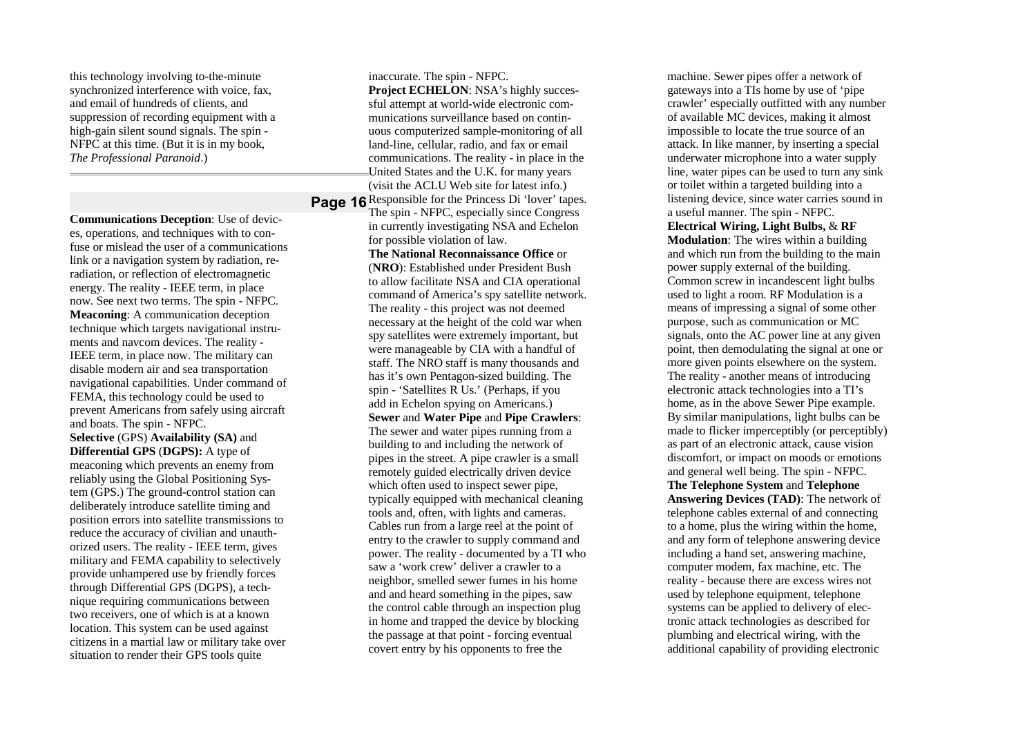this technology involving to-the-minute synchronized interference with voice, fax, and email of hundreds of clients, and suppression of recording equipment with a high-gain silent sound signals. The spin - NFPC at this time. (But it is in my book, *The Professional Paranoid*.)

---

**Communications Deception**: Use of devices, operations, and techniques with to confuse or mislead the user of a communications link or a navigation system by radiation, reradiation, or reflection of electromagnetic energy. The reality - IEEE term, in place now. See next two terms. The spin - NFPC.

**Meaconing**: A communication deception technique which targets navigational instruments and navcom devices. The reality - IEEE term, in place now. The military can disable modern air and sea transportation navigational capabilities. Under command of FEMA, this technology could be used to prevent Americans from safely using aircraft and boats. The spin - NFPC.

**Selective** (GPS) **Availability (SA)** and **Differential GPS** (**DGPS):** A type of meaconing which prevents an enemy from reliably using the Global Positioning System (GPS.) The ground-control station can deliberately introduce satellite timing and position errors into satellite transmissions to reduce the accuracy of civilian and unauthorized users. The reality - IEEE term, gives military and FEMA capability to selectively provide unhampered use by friendly forces through Differential GPS (DGPS), a technique requiring communications between two receivers, one of which is at a known location. This system can be used against citizens in a martial law or military take over situation to render their GPS tools quite inaccurate. The spin - NFPC.

**Project ECHELON**: NSA's highly successful attempt at world-wide electronic communications surveillance based on continuous computerized sample-monitoring of all land-line, cellular, radio, and fax or email communications. The reality - in place in the United States and the U.K. for many years (visit the ACLU Web site for latest info.) Responsible for the Princess Di 'lover' tapes. The spin - NFPC, especially since Congress in currently investigating NSA and Echelon for possible violation of law.

**The National Reconnaissance Office** or (**NRO**): Established under President Bush to allow facilitate NSA and CIA operational command of America's spy satellite network. The reality - this project was not deemed necessary at the height of the cold war when spy satellites were extremely important, but were manageable by CIA with a handful of staff. The NRO staff is many thousands and has it's own Pentagon-sized building. The spin - 'Satellites R Us.' (Perhaps, if you add in Echelon spying on Americans.)

**Sewer** and **Water Pipe** and **Pipe Crawlers**: The sewer and water pipes running from a building to and including the network of pipes in the street. A pipe crawler is a small remotely guided electrically driven device which often used to inspect sewer pipe, typically equipped with mechanical cleaning tools and, often, with lights and cameras. Cables run from a large reel at the point of entry to the crawler to supply command and power. The reality - documented by a TI who saw a 'work crew' deliver a crawler to a neighbor, smelled sewer fumes in his home and and heard something in the pipes, saw the control cable through an inspection plug in home and trapped the device by blocking the passage at that point - forcing eventual covert entry by his opponents to free the machine. Sewer pipes offer a network of gateways into a TIs home by use of 'pipe crawler' especially outfitted with any number of available MC devices, making it almost impossible to locate the true source of an attack. In like manner, by inserting a special underwater microphone into a water supply line, water pipes can be used to turn any sink or toilet within a targeted building into a listening device, since water carries sound in a useful manner. The spin - NFPC.

**Electrical Wiring, Light Bulbs,** & **RF Modulation**: The wires within a building and which run from the building to the main power supply external of the building. Common screw in incandescent light bulbs used to light a room. RF Modulation is a means of impressing a signal of some other purpose, such as communication or MC signals, onto the AC power line at any given point, then demodulating the signal at one or more given points elsewhere on the system. The reality - another means of introducing electronic attack technologies into a TI's home, as in the above Sewer Pipe example. By similar manipulations, light bulbs can be made to flicker imperceptibly (or perceptibly) as part of an electronic attack, cause vision discomfort, or impact on moods or emotions and general well being. The spin - NFPC.

**The Telephone System** and **Telephone Answering Devices (TAD)**: The network of telephone cables external of and connecting to a home, plus the wiring within the home, and any form of telephone answering device including a hand set, answering machine, computer modem, fax machine, etc. The reality - because there are excess wires not used by telephone equipment, telephone systems can be applied to delivery of electronic attack technologies as described for plumbing and electrical wiring, with the additional capability of providing electronic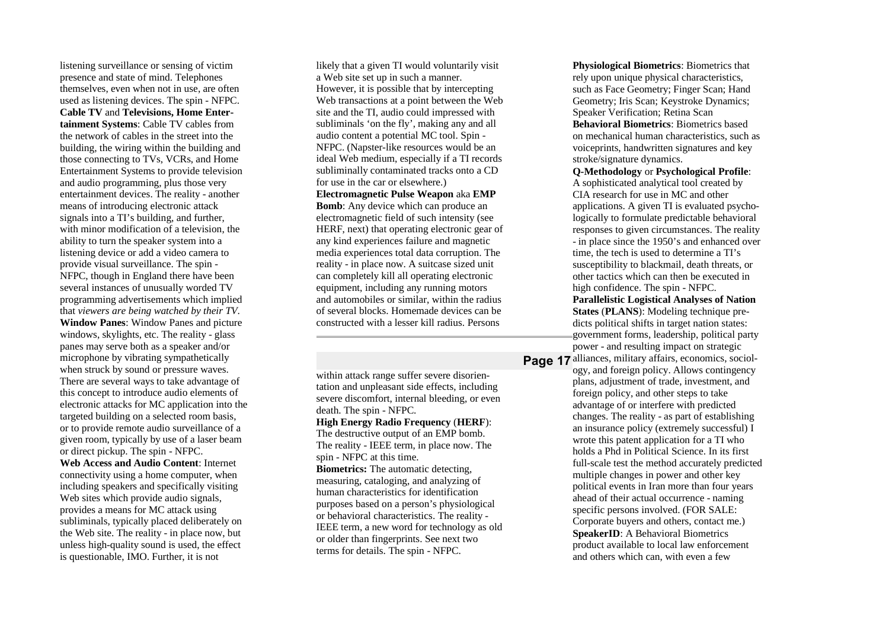listening surveillance or sensing of victim presence and state of mind. Telephones themselves, even when not in use, are often used as listening devices. The spin - NFPC.

**Cable TV** and **Televisions, Home Entertainment Systems**: Cable TV cables from the network of cables in the street into the building, the wiring within the building and those connecting to TVs, VCRs, and Home Entertainment Systems to provide television and audio programming, plus those very entertainment devices. The reality - another means of introducing electronic attack signals into a TI's building, and further, with minor modification of a television, the ability to turn the speaker system into a listening device or add a video camera to provide visual surveillance. The spin - NFPC, though in England there have been several instances of unusually worded TV programming advertisements which implied that *viewers are being watched by their TV*.

**Window Panes**: Window Panes and picture windows, skylights, etc. The reality - glass panes may serve both as a speaker and/or microphone by vibrating sympathetically when struck by sound or pressure waves. There are several ways to take advantage of this concept to introduce audio elements of electronic attacks for MC application into the targeted building on a selected room basis, or to provide remote audio surveillance of a given room, typically by use of a laser beam or direct pickup. The spin - NFPC.

**Web Access and Audio Content**: Internet connectivity using a home computer, when including speakers and specifically visiting Web sites which provide audio signals, provides a means for MC attack using subliminals, typically placed deliberately on the Web site. The reality - in place now, but unless high-quality sound is used, the effect is questionable, IMO. Further, it is not likely that a given TI would voluntarily visit a Web site set up in such a manner. However, it is possible that by intercepting Web transactions at a point between the Web site and the TI, audio could impressed with subliminals 'on the fly', making any and all audio content a potential MC tool. Spin - NFPC. (Napster-like resources would be an ideal Web medium, especially if a TI records subliminally contaminated tracks onto a CD for use in the car or elsewhere.)

**Electromagnetic Pulse Weapon** aka **EMP Bomb**: Any device which can produce an electromagnetic field of such intensity (see HERF, next) that operating electronic gear of any kind experiences failure and magnetic media experiences total data corruption. The reality - in place now. A suitcase sized unit can completely kill all operating electronic equipment, including any running motors and automobiles or similar, within the radius of several blocks. Homemade devices can be constructed with a lesser kill radius. Persons within attack range suffer severe disorientation and unpleasant side effects, including severe discomfort, internal bleeding, or even death. The spin - NFPC.

**High Energy Radio Frequency** (**HERF**): The destructive output of an EMP bomb. The reality - IEEE term, in place now. The spin - NFPC at this time.

**Biometrics:** The automatic detecting, measuring, cataloging, and analyzing of human characteristics for identification purposes based on a person's physiological or behavioral characteristics. The reality - IEEE term, a new word for technology as old or older than fingerprints. See next two terms for details. The spin - NFPC.

**Physiological Biometrics**: Biometrics that rely upon unique physical characteristics, such as Face Geometry; Finger Scan; Hand Geometry; Iris Scan; Keystroke Dynamics; Speaker Verification; Retina Scan

**Behavioral Biometrics**: Biometrics based on mechanical human characteristics, such as voiceprints, handwritten signatures and key stroke/signature dynamics.

**Q-Methodology** or **Psychological Profile**: A sophisticated analytical tool created by CIA research for use in MC and other applications. A given TI is evaluated psychologically to formulate predictable behavioral responses to given circumstances. The reality - in place since the 1950's and enhanced over time, the tech is used to determine a TI's susceptibility to blackmail, death threats, or other tactics which can then be executed in high confidence. The spin - NFPC.

**Parallelistic Logistical Analyses of Nation States** (**PLANS**): Modeling technique predicts political shifts in target nation states: government forms, leadership, political party power - and resulting impact on strategic alliances, military affairs, economics, sociology, and foreign policy. Allows contingency plans, adjustment of trade, investment, and foreign policy, and other steps to take advantage of or interfere with predicted changes. The reality - as part of establishing an insurance policy (extremely successful) I wrote this patent application for a TI who holds a Phd in Political Science. In its first full-scale test the method accurately predicted multiple changes in power and other key political events in Iran more than four years ahead of their actual occurrence - naming specific persons involved. (FOR SALE: Corporate buyers and others, contact me.)

**SpeakerID**: A Behavioral Biometrics product available to local law enforcement and others which can, with even a few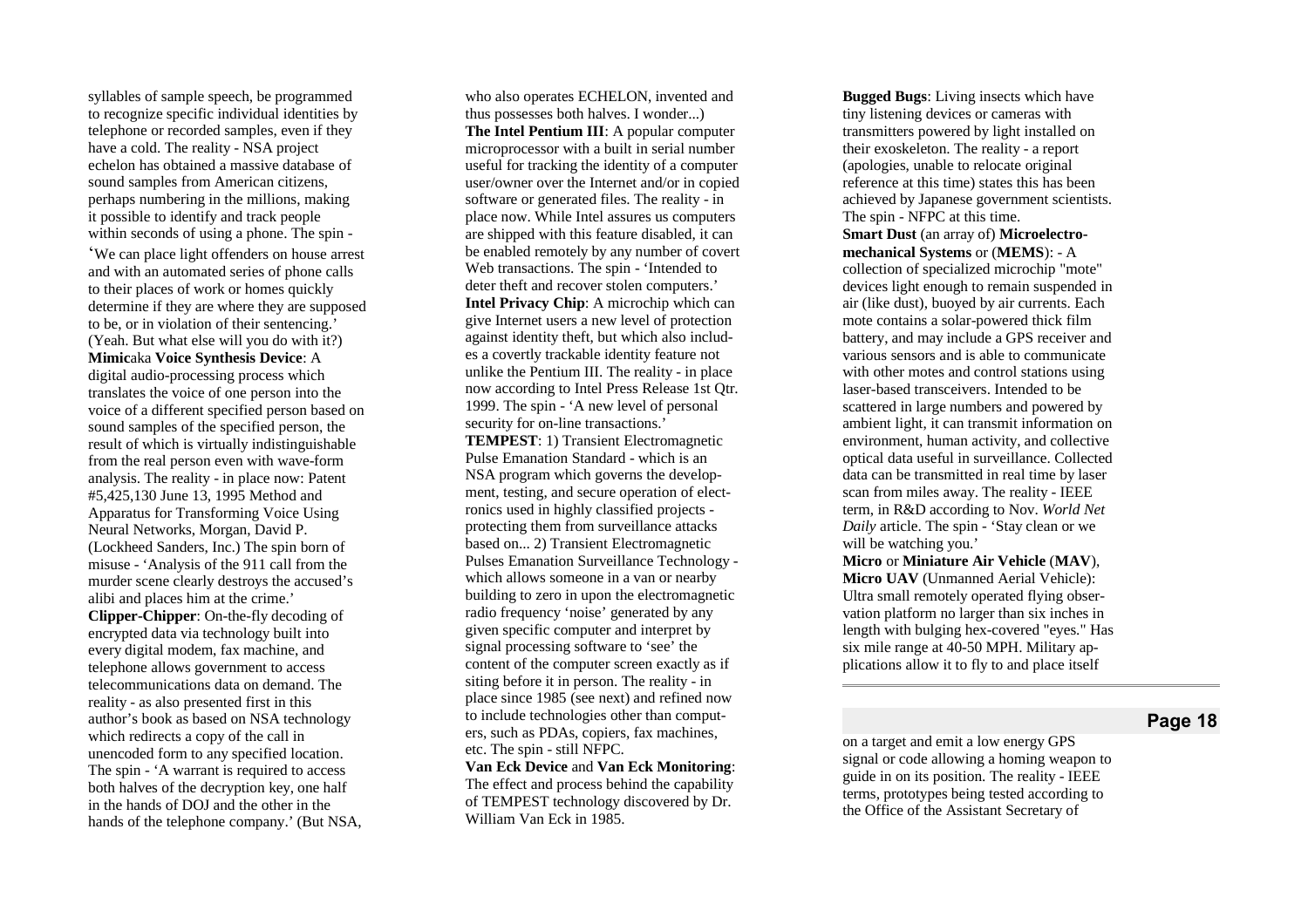syllables of sample speech, be programmed to recognize specific individual identities by telephone or recorded samples, even if they have a cold. The reality - NSA project echelon has obtained a massive database of sound samples from American citizens, perhaps numbering in the millions, making it possible to identify and track people within seconds of using a phone. The spin - 'We can place light offenders on house arrest and with an automated series of phone calls to their places of work or homes quickly determine if they are where they are supposed to be, or in violation of their sentencing.' (Yeah. But what else will you do with it?)

**Mimic**aka **Voice Synthesis Device**: A digital audio-processing process which translates the voice of one person into the voice of a different specified person based on sound samples of the specified person, the result of which is virtually indistinguishable from the real person even with wave-form analysis. The reality - in place now: Patent #5,425,130 June 13, 1995 Method and Apparatus for Transforming Voice Using Neural Networks, Morgan, David P. (Lockheed Sanders, Inc.) The spin born of misuse - 'Analysis of the 911 call from the murder scene clearly destroys the accused's alibi and places him at the crime.'

**Clipper-Chipper**: On-the-fly decoding of encrypted data via technology built into every digital modem, fax machine, and telephone allows government to access telecommunications data on demand. The reality - as also presented first in this author's book as based on NSA technology which redirects a copy of the call in unencoded form to any specified location. The spin - 'A warrant is required to access both halves of the decryption key, one half in the hands of DOJ and the other in the hands of the telephone company.' (But NSA, who also operates ECHELON, invented and thus possesses both halves. I wonder...)

**The Intel Pentium III**: A popular computer microprocessor with a built in serial number useful for tracking the identity of a computer user/owner over the Internet and/or in copied software or generated files. The reality - in place now. While Intel assures us computers are shipped with this feature disabled, it can be enabled remotely by any number of covert Web transactions. The spin - 'Intended to deter theft and recover stolen computers.'

**Intel Privacy Chip**: A microchip which can give Internet users a new level of protection against identity theft, but which also includes a covertly trackable identity feature not unlike the Pentium III. The reality - in place now according to Intel Press Release 1st Qtr. 1999. The spin - 'A new level of personal security for on-line transactions.'

**TEMPEST**: 1) Transient Electromagnetic Pulse Emanation Standard - which is an NSA program which governs the development, testing, and secure operation of electronics used in highly classified projects - protecting them from surveillance attacks based on... 2) Transient Electromagnetic Pulses Emanation Surveillance Technology - which allows someone in a van or nearby building to zero in upon the electromagnetic radio frequency 'noise' generated by any given specific computer and interpret by signal processing software to 'see' the content of the computer screen exactly as if siting before it in person. The reality - in place since 1985 (see next) and refined now to include technologies other than computers, such as PDAs, copiers, fax machines, etc. The spin - still NFPC.

**Van Eck Device** and **Van Eck Monitoring**: The effect and process behind the capability of TEMPEST technology discovered by Dr. William Van Eck in 1985.

**Bugged Bugs**: Living insects which have tiny listening devices or cameras with transmitters powered by light installed on their exoskeleton. The reality - a report (apologies, unable to relocate original reference at this time) states this has been achieved by Japanese government scientists. The spin - NFPC at this time.

**Smart Dust** (an array of) **Microelectro-mechanical Systems** or (**MEMS**): - A collection of specialized microchip "mote" devices light enough to remain suspended in air (like dust), buoyed by air currents. Each mote contains a solar-powered thick film battery, and may include a GPS receiver and various sensors and is able to communicate with other motes and control stations using laser-based transceivers. Intended to be scattered in large numbers and powered by ambient light, it can transmit information on environment, human activity, and collective optical data useful in surveillance. Collected data can be transmitted in real time by laser scan from miles away. The reality - IEEE term, in R&D according to Nov. *World Net Daily* article. The spin - 'Stay clean or we will be watching you.'

**Micro** or **Miniature Air Vehicle** (**MAV**), **Micro UAV** (Unmanned Aerial Vehicle): Ultra small remotely operated flying observation platform no larger than six inches in length with bulging hex-covered "eyes." Has six mile range at 40-50 MPH. Military applications allow it to fly to and place itself on a target and emit a low energy GPS signal or code allowing a homing weapon to guide in on its position. The reality - IEEE terms, prototypes being tested according to the Office of the Assistant Secretary of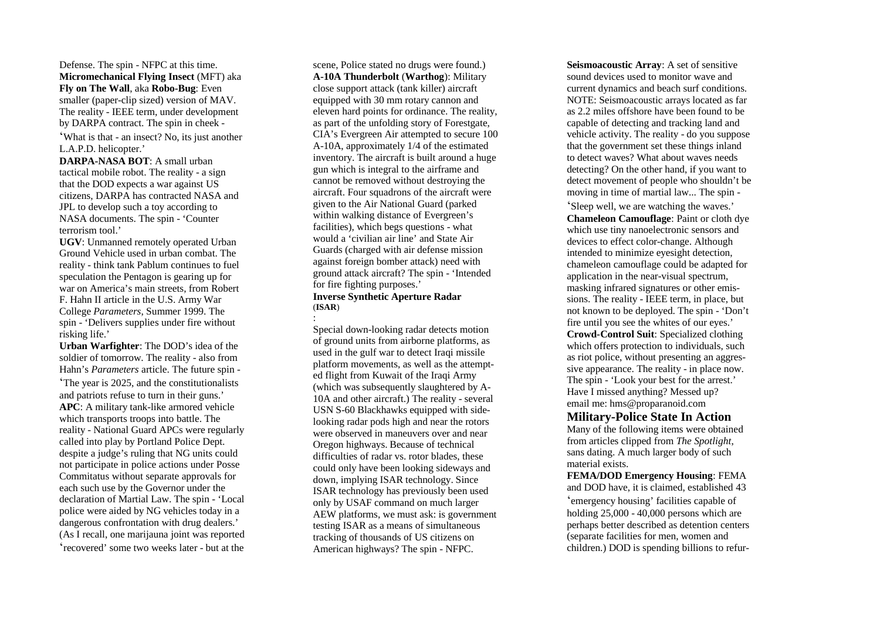Defense. The spin - NFPC at this time.

**Micromechanical Flying Insect** (MFT) aka **Fly on The Wall**, aka **Robo-Bug**: Even smaller (paper-clip sized) version of MAV. The reality - IEEE term, under development by DARPA contract. The spin in cheek - 'What is that - an insect? No, its just another L.A.P.D. helicopter.'

**DARPA-NASA BOT**: A small urban tactical mobile robot. The reality - a sign that the DOD expects a war against US citizens, DARPA has contracted NASA and JPL to develop such a toy according to NASA documents. The spin - 'Counter terrorism tool.'

**UGV**: Unmanned remotely operated Urban Ground Vehicle used in urban combat. The reality - think tank Pablum continues to fuel speculation the Pentagon is gearing up for war on America's main streets, from Robert F. Hahn II article in the U.S. Army War College *Parameters*, Summer 1999. The spin - 'Delivers supplies under fire without risking life.'

**Urban Warfighter**: The DOD's idea of the soldier of tomorrow. The reality - also from Hahn's *Parameters* article. The future spin - 'The year is 2025, and the constitutionalists and patriots refuse to turn in their guns.'

**APC**: A military tank-like armored vehicle which transports troops into battle. The reality - National Guard APCs were regularly called into play by Portland Police Dept. despite a judge's ruling that NG units could not participate in police actions under Posse Commitatus without separate approvals for each such use by the Governor under the declaration of Martial Law. The spin - 'Local police were aided by NG vehicles today in a dangerous confrontation with drug dealers.' (As I recall, one marijauna joint was reported 'recovered' some two weeks later - but at the scene, Police stated no drugs were found.)

**A-10A Thunderbolt** (**Warthog**): Military close support attack (tank killer) aircraft equipped with 30 mm rotary cannon and eleven hard points for ordinance. The reality, as part of the unfolding story of Forestgate, CIA's Evergreen Air attempted to secure 100 A-10A, approximately 1/4 of the estimated inventory. The aircraft is built around a huge gun which is integral to the airframe and cannot be removed without destroying the aircraft. Four squadrons of the aircraft were given to the Air National Guard (parked within walking distance of Evergreen's facilities), which begs questions - what would a 'civilian air line' and State Air Guards (charged with air defense mission against foreign bomber attack) need with ground attack aircraft? The spin - 'Intended for fire fighting purposes.'

**Inverse Synthetic Aperture Radar** (**ISAR**)
:
Special down-looking radar detects motion of ground units from airborne platforms, as used in the gulf war to detect Iraqi missile platform movements, as well as the attempted flight from Kuwait of the Iraqi Army (which was subsequently slaughtered by A-10A and other aircraft.) The reality - several USN S-60 Blackhawks equipped with side-looking radar pods high and near the rotors were observed in maneuvers over and near Oregon highways. Because of technical difficulties of radar vs. rotor blades, these could only have been looking sideways and down, implying ISAR technology. Since ISAR technology has previously been used only by USAF command on much larger AEW platforms, we must ask: is government testing ISAR as a means of simultaneous tracking of thousands of US citizens on American highways? The spin - NFPC.

**Seismoacoustic Array**: A set of sensitive sound devices used to monitor wave and current dynamics and beach surf conditions. NOTE: Seismoacoustic arrays located as far as 2.2 miles offshore have been found to be capable of detecting and tracking land and vehicle activity. The reality - do you suppose that the government set these things inland to detect waves? What about waves needs detecting? On the other hand, if you want to detect movement of people who shouldn't be moving in time of martial law... The spin - 'Sleep well, we are watching the waves.'

**Chameleon Camouflage**: Paint or cloth dye which use tiny nanoelectronic sensors and devices to effect color-change. Although intended to minimize eyesight detection, chameleon camouflage could be adapted for application in the near-visual spectrum, masking infrared signatures or other emissions. The reality - IEEE term, in place, but not known to be deployed. The spin - 'Don't fire until you see the whites of our eyes.'

**Crowd-Control Suit**: Specialized clothing which offers protection to individuals, such as riot police, without presenting an aggressive appearance. The reality - in place now. The spin - 'Look your best for the arrest.'

Have I missed anything? Messed up? email me: hms@proparanoid.com

## Military-Police State In Action

Many of the following items were obtained from articles clipped from *The Spotlight*, sans dating. A much larger body of such material exists.

**FEMA/DOD Emergency Housing**: FEMA and DOD have, it is claimed, established 43 'emergency housing' facilities capable of holding 25,000 - 40,000 persons which are perhaps better described as detention centers (separate facilities for men, women and children.) DOD is spending billions to refur-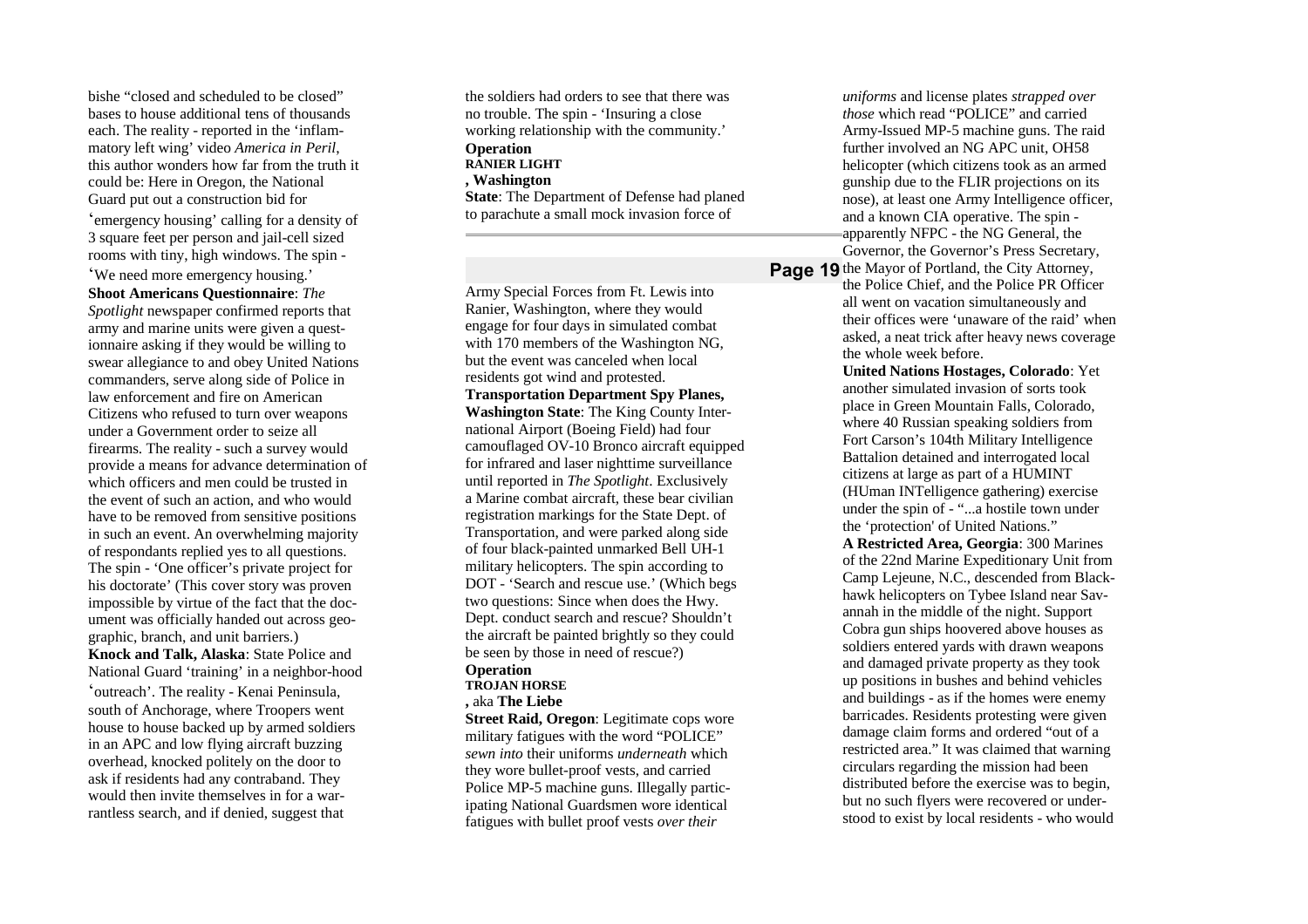bishe "closed and scheduled to be closed" bases to house additional tens of thousands each. The reality - reported in the 'inflammatory left wing' video *America in Peril*, this author wonders how far from the truth it could be: Here in Oregon, the National Guard put out a construction bid for 'emergency housing' calling for a density of 3 square feet per person and jail-cell sized rooms with tiny, high windows. The spin - 'We need more emergency housing.'

**Shoot Americans Questionnaire**: *The Spotlight* newspaper confirmed reports that army and marine units were given a questionnaire asking if they would be willing to swear allegiance to and obey United Nations commanders, serve along side of Police in law enforcement and fire on American Citizens who refused to turn over weapons under a Government order to seize all firearms. The reality - such a survey would provide a means for advance determination of which officers and men could be trusted in the event of such an action, and who would have to be removed from sensitive positions in such an event. An overwhelming majority of respondants replied yes to all questions. The spin - 'One officer's private project for his doctorate' (This cover story was proven impossible by virtue of the fact that the document was officially handed out across geographic, branch, and unit barriers.)

**Knock and Talk, Alaska**: State Police and National Guard 'training' in a neighbor-hood 'outreach'. The reality - Kenai Peninsula, south of Anchorage, where Troopers went house to house backed up by armed soldiers in an APC and low flying aircraft buzzing overhead, knocked politely on the door to ask if residents had any contraband. They would then invite themselves in for a warrantless search, and if denied, suggest that the soldiers had orders to see that there was no trouble. The spin - 'Insuring a close working relationship with the community.'

**Operation RANIER LIGHT, Washington State**: The Department of Defense had planed to parachute a small mock invasion force of Army Special Forces from Ft. Lewis into Ranier, Washington, where they would engage for four days in simulated combat with 170 members of the Washington NG, but the event was canceled when local residents got wind and protested.

**Transportation Department Spy Planes, Washington State**: The King County International Airport (Boeing Field) had four camouflaged OV-10 Bronco aircraft equipped for infrared and laser nighttime surveillance until reported in *The Spotlight*. Exclusively a Marine combat aircraft, these bear civilian registration markings for the State Dept. of Transportation, and were parked along side of four black-painted unmarked Bell UH-1 military helicopters. The spin according to DOT - 'Search and rescue use.' (Which begs two questions: Since when does the Hwy. Dept. conduct search and rescue? Shouldn't the aircraft be painted brightly so they could be seen by those in need of rescue?)

**Operation TROJAN HORSE, aka The Liebe Street Raid, Oregon**: Legitimate cops wore military fatigues with the word "POLICE" *sewn into* their uniforms *underneath* which they wore bullet-proof vests, and carried Police MP-5 machine guns. Illegally participating National Guardsmen wore identical fatigues with bullet proof vests *over their uniforms* and license plates *strapped over those* which read "POLICE" and carried Army-Issued MP-5 machine guns. The raid further involved an NG APC unit, OH58 helicopter (which citizens took as an armed gunship due to the FLIR projections on its nose), at least one Army Intelligence officer, and a known CIA operative. The spin - apparently NFPC - the NG General, the Governor, the Governor's Press Secretary, the Mayor of Portland, the City Attorney, the Police Chief, and the Police PR Officer all went on vacation simultaneously and their offices were 'unaware of the raid' when asked, a neat trick after heavy news coverage the whole week before.

**United Nations Hostages, Colorado**: Yet another simulated invasion of sorts took place in Green Mountain Falls, Colorado, where 40 Russian speaking soldiers from Fort Carson's 104th Military Intelligence Battalion detained and interrogated local citizens at large as part of a HUMINT (HUman INTelligence gathering) exercise under the spin of - "...a hostile town under the 'protection' of United Nations."

**A Restricted Area, Georgia**: 300 Marines of the 22nd Marine Expeditionary Unit from Camp Lejeune, N.C., descended from Blackhawk helicopters on Tybee Island near Savannah in the middle of the night. Support Cobra gun ships hoovered above houses as soldiers entered yards with drawn weapons and damaged private property as they took up positions in bushes and behind vehicles and buildings - as if the homes were enemy barricades. Residents protesting were given damage claim forms and ordered "out of a restricted area." It was claimed that warning circulars regarding the mission had been distributed before the exercise was to begin, but no such flyers were recovered or understood to exist by local residents - who would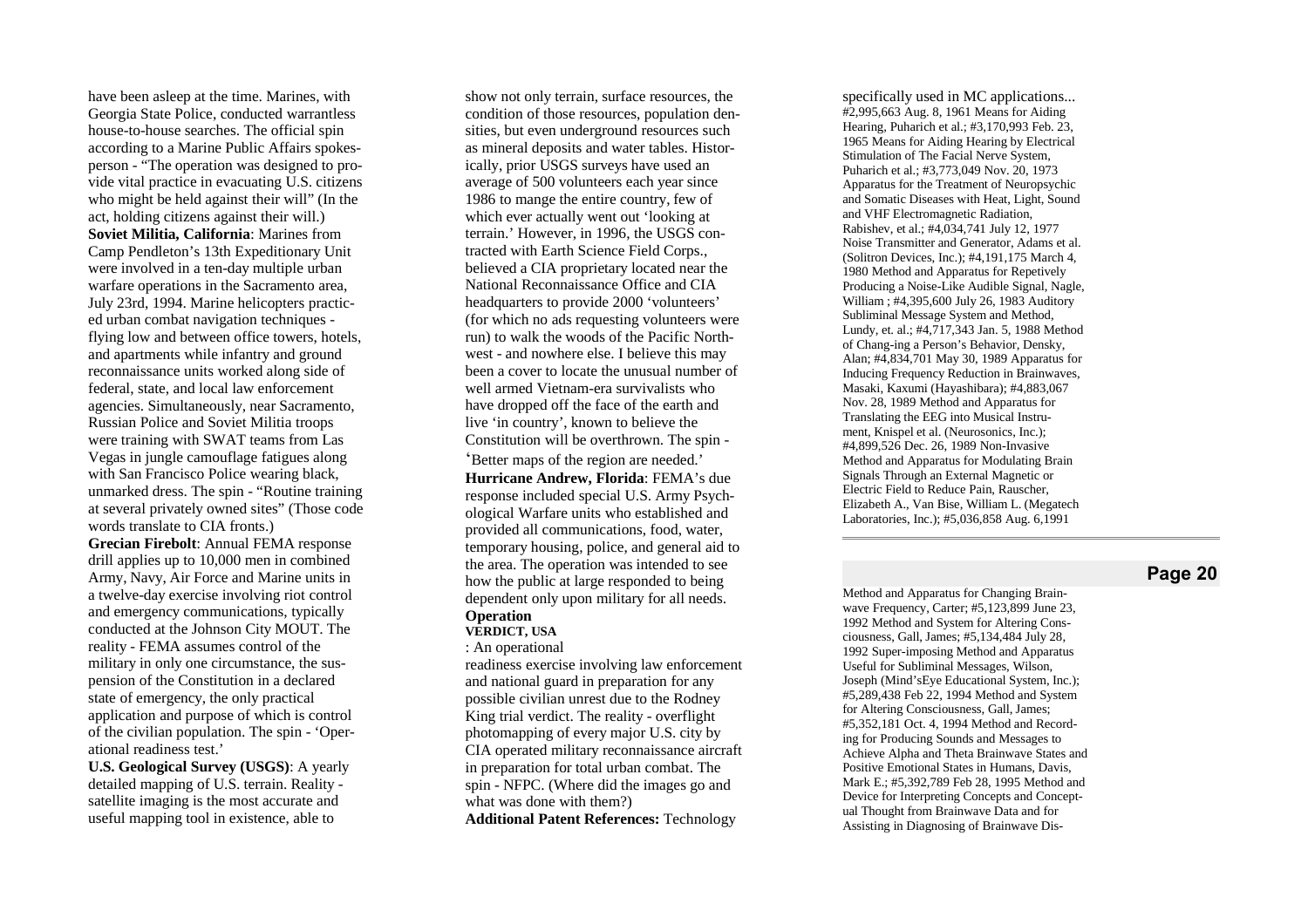have been asleep at the time. Marines, with Georgia State Police, conducted warrantless house-to-house searches. The official spin according to a Marine Public Affairs spokesperson - "The operation was designed to provide vital practice in evacuating U.S. citizens who might be held against their will" (In the act, holding citizens against their will.)

**Soviet Militia, California**: Marines from Camp Pendleton's 13th Expeditionary Unit were involved in a ten-day multiple urban warfare operations in the Sacramento area, July 23rd, 1994. Marine helicopters practiced urban combat navigation techniques - flying low and between office towers, hotels, and apartments while infantry and ground reconnaissance units worked along side of federal, state, and local law enforcement agencies. Simultaneously, near Sacramento, Russian Police and Soviet Militia troops were training with SWAT teams from Las Vegas in jungle camouflage fatigues along with San Francisco Police wearing black, unmarked dress. The spin - "Routine training at several privately owned sites" (Those code words translate to CIA fronts.)

**Grecian Firebolt**: Annual FEMA response drill applies up to 10,000 men in combined Army, Navy, Air Force and Marine units in a twelve-day exercise involving riot control and emergency communications, typically conducted at the Johnson City MOUT. The reality - FEMA assumes control of the military in only one circumstance, the suspension of the Constitution in a declared state of emergency, the only practical application and purpose of which is control of the civilian population. The spin - 'Operational readiness test.'

**U.S. Geological Survey (USGS)**: A yearly detailed mapping of U.S. terrain. Reality - satellite imaging is the most accurate and useful mapping tool in existence, able to show not only terrain, surface resources, the condition of those resources, population densities, but even underground resources such as mineral deposits and water tables. Historically, prior USGS surveys have used an average of 500 volunteers each year since 1986 to mange the entire country, few of which ever actually went out 'looking at terrain.' However, in 1996, the USGS contracted with Earth Science Field Corps., believed a CIA proprietary located near the National Reconnaissance Office and CIA headquarters to provide 2000 'volunteers' (for which no ads requesting volunteers were run) to walk the woods of the Pacific Northwest - and nowhere else. I believe this may been a cover to locate the unusual number of well armed Vietnam-era survivalists who have dropped off the face of the earth and live 'in country', known to believe the Constitution will be overthrown. The spin - 'Better maps of the region are needed.'

**Hurricane Andrew, Florida**: FEMA's due response included special U.S. Army Psychological Warfare units who established and provided all communications, food, water, temporary housing, police, and general aid to the area. The operation was intended to see how the public at large responded to being dependent only upon military for all needs.

**Operation VERDICT, USA**: An operational readiness exercise involving law enforcement and national guard in preparation for any possible civilian unrest due to the Rodney King trial verdict. The reality - overflight photomapping of every major U.S. city by CIA operated military reconnaissance aircraft in preparation for total urban combat. The spin - NFPC. (Where did the images go and what was done with them?)

**Additional Patent References:** Technology specifically used in MC applications... #2,995,663 Aug. 8, 1961 Means for Aiding Hearing, Puharich et al.; #3,170,993 Feb. 23, 1965 Means for Aiding Hearing by Electrical Stimulation of The Facial Nerve System, Puharich et al.; #3,773,049 Nov. 20, 1973 Apparatus for the Treatment of Neuropsychic and Somatic Diseases with Heat, Light, Sound and VHF Electromagnetic Radiation, Rabishev, et al.; #4,034,741 July 12, 1977 Noise Transmitter and Generator, Adams et al. (Solitron Devices, Inc.); #4,191,175 March 4, 1980 Method and Apparatus for Repetively Producing a Noise-Like Audible Signal, Nagle, William ; #4,395,600 July 26, 1983 Auditory Subliminal Message System and Method, Lundy, et. al.; #4,717,343 Jan. 5, 1988 Method of Chang-ing a Person's Behavior, Densky, Alan; #4,834,701 May 30, 1989 Apparatus for Inducing Frequency Reduction in Brainwaves, Masaki, Kaxumi (Hayashibara); #4,883,067 Nov. 28, 1989 Method and Apparatus for Translating the EEG into Musical Instrument, Knispel et al. (Neurosonics, Inc.); #4,899,526 Dec. 26, 1989 Non-Invasive Method and Apparatus for Modulating Brain Signals Through an External Magnetic or Electric Field to Reduce Pain, Rauscher, Elizabeth A., Van Bise, William L. (Megatech Laboratories, Inc.); #5,036,858 Aug. 6,1991 Method and Apparatus for Changing Brainwave Frequency, Carter; #5,123,899 June 23, 1992 Method and System for Altering Consciousness, Gall, James; #5,134,484 July 28, 1992 Super-imposing Method and Apparatus Useful for Subliminal Messages, Wilson, Joseph (Mind'sEye Educational System, Inc.); #5,289,438 Feb 22, 1994 Method and System for Altering Consciousness, Gall, James; #5,352,181 Oct. 4, 1994 Method and Recording for Producing Sounds and Messages to Achieve Alpha and Theta Brainwave States and Positive Emotional States in Humans, Davis, Mark E.; #5,392,789 Feb 28, 1995 Method and Device for Interpreting Concepts and Conceptual Thought from Brainwave Data and for Assisting in Diagnosing of Brainwave Dis-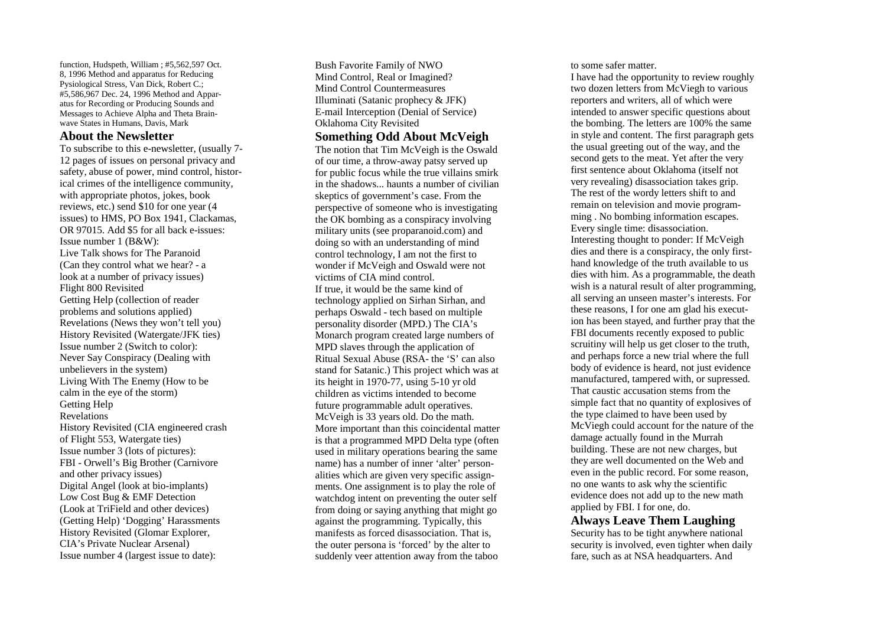function, Hudspeth, William ; #5,562,597 Oct. 8, 1996 Method and apparatus for Reducing Pysiological Stress, Van Dick, Robert C.; #5,586,967 Dec. 24, 1996 Method and Apparatus for Recording or Producing Sounds and Messages to Achieve Alpha and Theta Brainwave States in Humans, Davis, Mark

## About the Newsletter

To subscribe to this e-newsletter, (usually 7-12 pages of issues on personal privacy and safety, abuse of power, mind control, historical crimes of the intelligence community, with appropriate photos, jokes, book reviews, etc.) send $10 for one year (4 issues) to HMS, PO Box 1941, Clackamas, OR 97015. Add $5 for all back e-issues:

Issue number 1 (B&W):
Live Talk shows for The Paranoid
(Can they control what we hear? - a look at a number of privacy issues)
Flight 800 Revisited
Getting Help (collection of reader problems and solutions applied)
Revelations (News they won't tell you)
History Revisited (Watergate/JFK ties)

Issue number 2 (Switch to color):
Never Say Conspiracy (Dealing with unbelievers in the system)
Living With The Enemy (How to be calm in the eye of the storm)
Getting Help
Revelations
History Revisited (CIA engineered crash of Flight 553, Watergate ties)

Issue number 3 (lots of pictures):
FBI - Orwell's Big Brother (Carnivore and other privacy issues)
Digital Angel (look at bio-implants)
Low Cost Bug & EMF Detection
(Look at TriField and other devices)
(Getting Help) 'Dogging' Harassments
History Revisited (Glomar Explorer, CIA's Private Nuclear Arsenal)

Issue number 4 (largest issue to date):
Bush Favorite Family of NWO
Mind Control, Real or Imagined?
Mind Control Countermeasures
Illuminati (Satanic prophecy & JFK)
E-mail Interception (Denial of Service)
Oklahoma City Revisited

## Something Odd About McVeigh

The notion that Tim McVeigh is the Oswald of our time, a throw-away patsy served up for public focus while the true villains smirk in the shadows... haunts a number of civilian skeptics of government's case. From the perspective of someone who is investigating the OK bombing as a conspiracy involving military units (see proparanoid.com) and doing so with an understanding of mind control technology, I am not the first to wonder if McVeigh and Oswald were not victims of CIA mind control.

If true, it would be the same kind of technology applied on Sirhan Sirhan, and perhaps Oswald - tech based on multiple personality disorder (MPD.) The CIA's Monarch program created large numbers of MPD slaves through the application of Ritual Sexual Abuse (RSA- the 'S' can also stand for Satanic.) This project which was at its height in 1970-77, using 5-10 yr old children as victims intended to become future programmable adult operatives. McVeigh is 33 years old. Do the math. More important than this coincidental matter is that a programmed MPD Delta type (often used in military operations bearing the same name) has a number of inner 'alter' personalities which are given very specific assignments. One assignment is to play the role of watchdog intent on preventing the outer self from doing or saying anything that might go against the programming. Typically, this manifests as forced disassociation. That is, the outer persona is 'forced' by the alter to suddenly veer attention away from the taboo to some safer matter.

I have had the opportunity to review roughly two dozen letters from McViegh to various reporters and writers, all of which were intended to answer specific questions about the bombing. The letters are 100% the same in style and content. The first paragraph gets the usual greeting out of the way, and the second gets to the meat. Yet after the very first sentence about Oklahoma (itself not very revealing) disassociation takes grip. The rest of the wordy letters shift to and remain on television and movie programming . No bombing information escapes. Every single time: disassociation.

Interesting thought to ponder: If McVeigh dies and there is a conspiracy, the only first-hand knowledge of the truth available to us dies with him. As a programmable, the death wish is a natural result of alter programming, all serving an unseen master's interests. For these reasons, I for one am glad his execution has been stayed, and further pray that the FBI documents recently exposed to public scruitiny will help us get closer to the truth, and perhaps force a new trial where the full body of evidence is heard, not just evidence manufactured, tampered with, or supressed. That caustic accusation stems from the simple fact that no quantity of explosives of the type claimed to have been used by McViegh could account for the nature of the damage actually found in the Murrah building. These are not new charges, but they are well documented on the Web and even in the public record. For some reason, no one wants to ask why the scientific evidence does not add up to the new math applied by FBI. I for one, do.

## Always Leave Them Laughing

Security has to be tight anywhere national security is involved, even tighter when daily fare, such as at NSA headquarters. And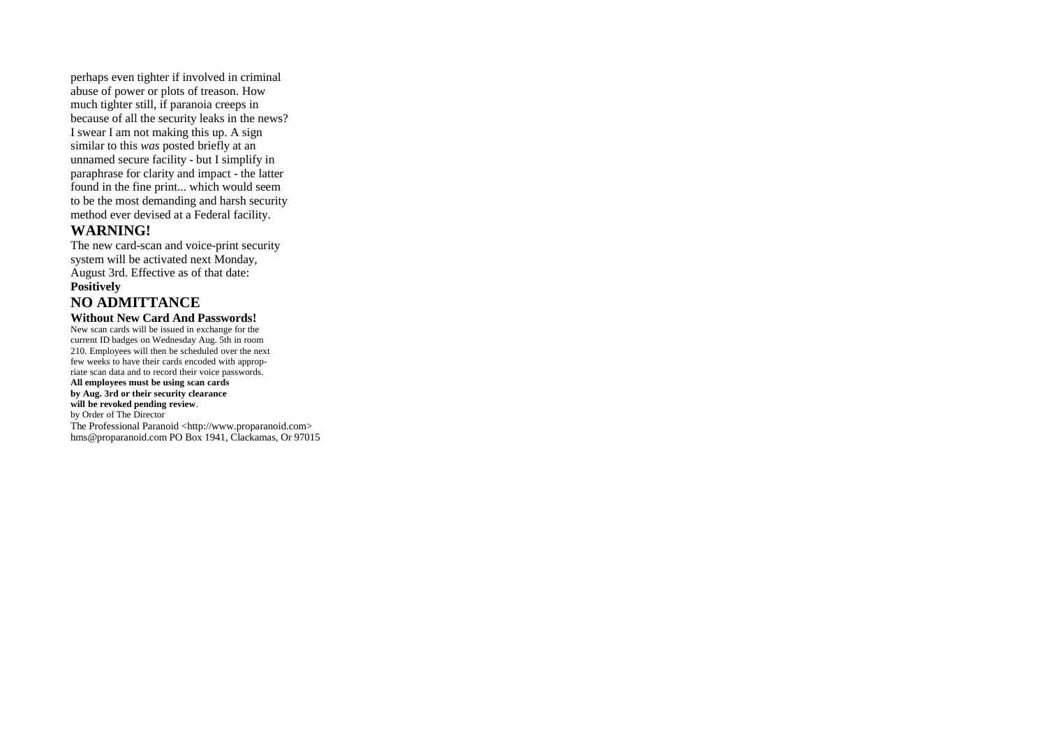perhaps even tighter if involved in criminal abuse of power or plots of treason. How much tighter still, if paranoia creeps in because of all the security leaks in the news? I swear I am not making this up. A sign similar to this *was* posted briefly at an unnamed secure facility - but I simplify in paraphrase for clarity and impact - the latter found in the fine print... which would seem to be the most demanding and harsh security method ever devised at a Federal facility.

## WARNING!

The new card-scan and voice-print security system will be activated next Monday, August 3rd. Effective as of that date:

**Positively**

## NO ADMITTANCE

**Without New Card And Passwords!**

New scan cards will be issued in exchange for the current ID badges on Wednesday Aug. 5th in room 210. Employees will then be scheduled over the next few weeks to have their cards encoded with appropriate scan data and to record their voice passwords.

**All employees must be using scan cards by Aug. 3rd or their security clearance will be revoked pending review**.

by Order of The Director

The Professional Paranoid <http://www.proparanoid.com> hms@proparanoid.com PO Box 1941, Clackamas, Or 97015